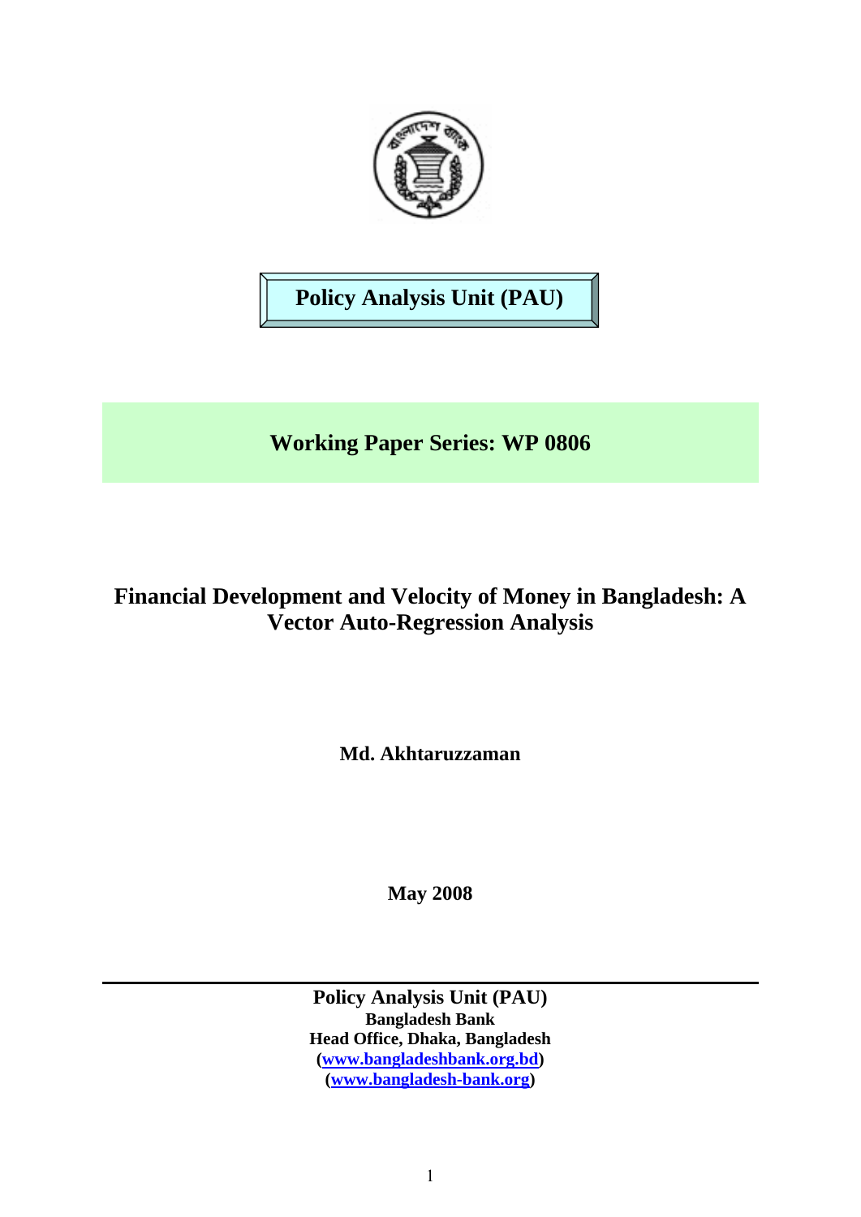**Policy Analysis Unit (PAU)**

**Working Paper Series: WP 0806**

# Financial Development and Velocity of Money in Bangladesh: A Vector Auto-Regression Analysis

**Md. Akhtaruzzaman**

**May 2008**

**Policy Analysis Unit (PAU)**
**Bangladesh Bank**
**Head Office, Dhaka, Bangladesh**
**(www.bangladeshbank.org.bd)**
**(www.bangladesh-bank.org)**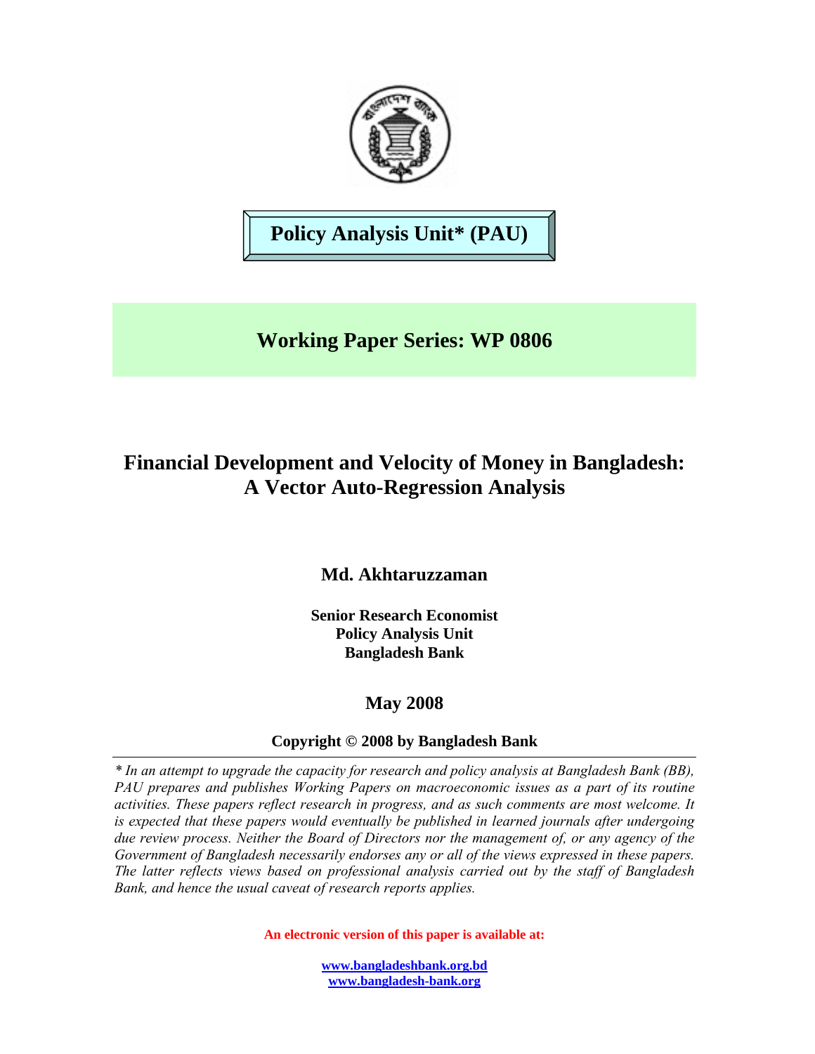**Policy Analysis Unit* (PAU)**

**Working Paper Series: WP 0806**

# Financial Development and Velocity of Money in Bangladesh: A Vector Auto-Regression Analysis

**Md. Akhtaruzzaman**

**Senior Research Economist**
**Policy Analysis Unit**
**Bangladesh Bank**

**May 2008**

**Copyright © 2008 by Bangladesh Bank**

---

*\* In an attempt to upgrade the capacity for research and policy analysis at Bangladesh Bank (BB), PAU prepares and publishes Working Papers on macroeconomic issues as a part of its routine activities. These papers reflect research in progress, and as such comments are most welcome. It is expected that these papers would eventually be published in learned journals after undergoing due review process. Neither the Board of Directors nor the management of, or any agency of the Government of Bangladesh necessarily endorses any or all of the views expressed in these papers. The latter reflects views based on professional analysis carried out by the staff of Bangladesh Bank, and hence the usual caveat of research reports applies.*

**An electronic version of this paper is available at:**

**www.bangladeshbank.org.bd**
**www.bangladesh-bank.org**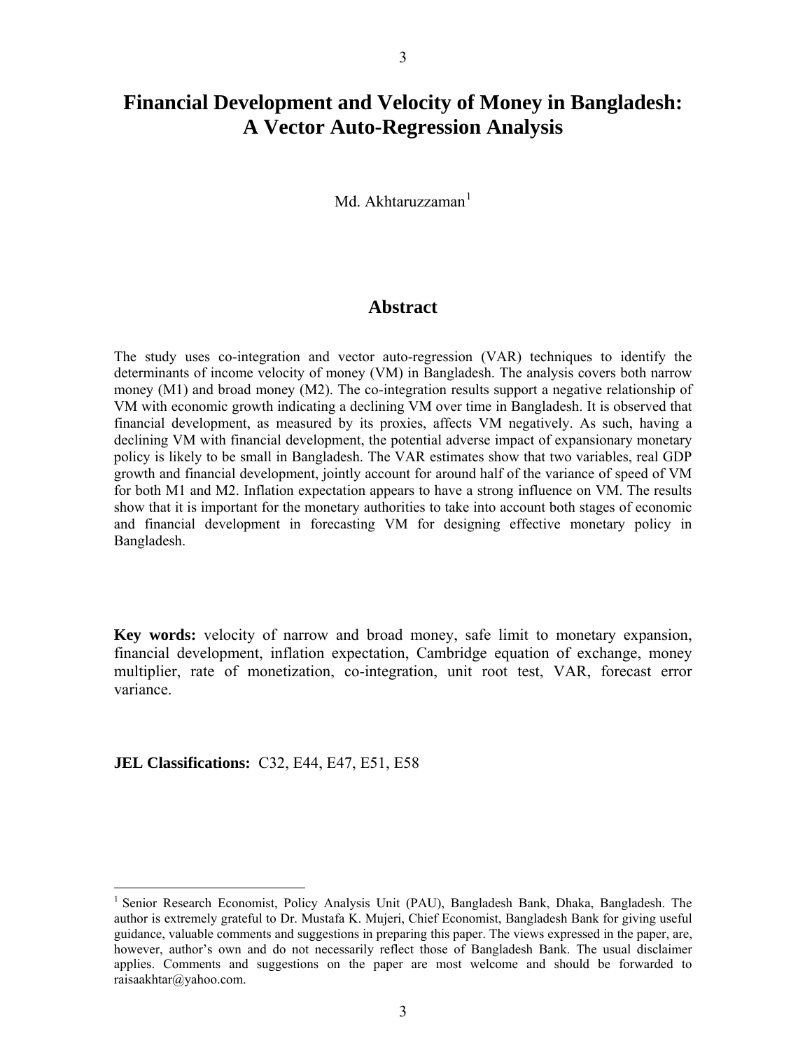# Financial Development and Velocity of Money in Bangladesh: A Vector Auto-Regression Analysis

Md. Akhtaruzzaman[1]

## Abstract

The study uses co-integration and vector auto-regression (VAR) techniques to identify the determinants of income velocity of money (VM) in Bangladesh. The analysis covers both narrow money (M1) and broad money (M2). The co-integration results support a negative relationship of VM with economic growth indicating a declining VM over time in Bangladesh. It is observed that financial development, as measured by its proxies, affects VM negatively. As such, having a declining VM with financial development, the potential adverse impact of expansionary monetary policy is likely to be small in Bangladesh. The VAR estimates show that two variables, real GDP growth and financial development, jointly account for around half of the variance of speed of VM for both M1 and M2. Inflation expectation appears to have a strong influence on VM. The results show that it is important for the monetary authorities to take into account both stages of economic and financial development in forecasting VM for designing effective monetary policy in Bangladesh.

**Key words:** velocity of narrow and broad money, safe limit to monetary expansion, financial development, inflation expectation, Cambridge equation of exchange, money multiplier, rate of monetization, co-integration, unit root test, VAR, forecast error variance.

**JEL Classifications:** C32, E44, E47, E51, E58

---

[1] Senior Research Economist, Policy Analysis Unit (PAU), Bangladesh Bank, Dhaka, Bangladesh. The author is extremely grateful to Dr. Mustafa K. Mujeri, Chief Economist, Bangladesh Bank for giving useful guidance, valuable comments and suggestions in preparing this paper. The views expressed in the paper, are, however, author's own and do not necessarily reflect those of Bangladesh Bank. The usual disclaimer applies. Comments and suggestions on the paper are most welcome and should be forwarded to raisaakhtar@yahoo.com.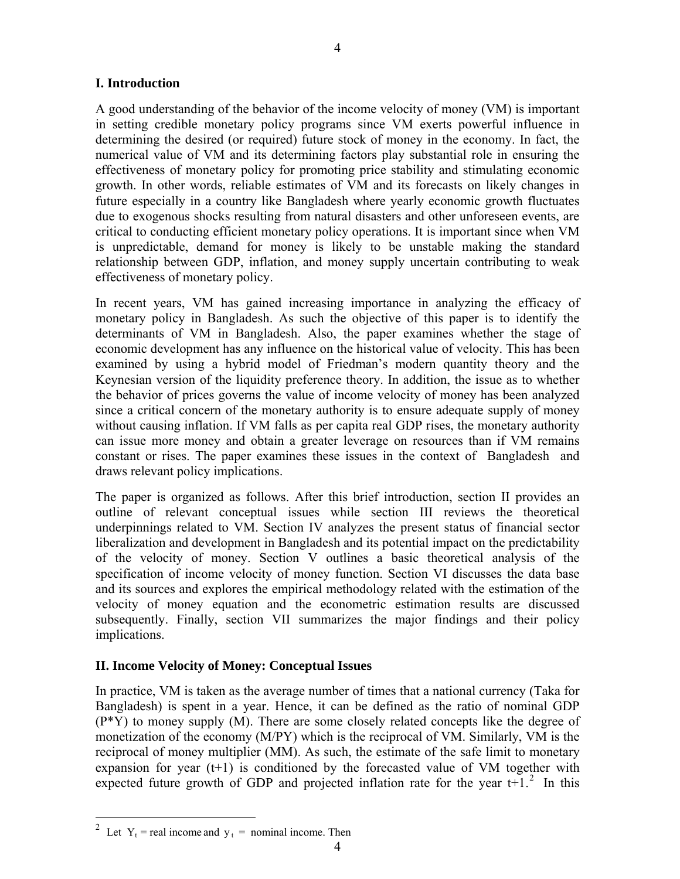## I. Introduction

A good understanding of the behavior of the income velocity of money (VM) is important in setting credible monetary policy programs since VM exerts powerful influence in determining the desired (or required) future stock of money in the economy. In fact, the numerical value of VM and its determining factors play substantial role in ensuring the effectiveness of monetary policy for promoting price stability and stimulating economic growth. In other words, reliable estimates of VM and its forecasts on likely changes in future especially in a country like Bangladesh where yearly economic growth fluctuates due to exogenous shocks resulting from natural disasters and other unforeseen events, are critical to conducting efficient monetary policy operations. It is important since when VM is unpredictable, demand for money is likely to be unstable making the standard relationship between GDP, inflation, and money supply uncertain contributing to weak effectiveness of monetary policy.

In recent years, VM has gained increasing importance in analyzing the efficacy of monetary policy in Bangladesh. As such the objective of this paper is to identify the determinants of VM in Bangladesh. Also, the paper examines whether the stage of economic development has any influence on the historical value of velocity. This has been examined by using a hybrid model of Friedman's modern quantity theory and the Keynesian version of the liquidity preference theory. In addition, the issue as to whether the behavior of prices governs the value of income velocity of money has been analyzed since a critical concern of the monetary authority is to ensure adequate supply of money without causing inflation. If VM falls as per capita real GDP rises, the monetary authority can issue more money and obtain a greater leverage on resources than if VM remains constant or rises. The paper examines these issues in the context of Bangladesh and draws relevant policy implications.

The paper is organized as follows. After this brief introduction, section II provides an outline of relevant conceptual issues while section III reviews the theoretical underpinnings related to VM. Section IV analyzes the present status of financial sector liberalization and development in Bangladesh and its potential impact on the predictability of the velocity of money. Section V outlines a basic theoretical analysis of the specification of income velocity of money function. Section VI discusses the data base and its sources and explores the empirical methodology related with the estimation of the velocity of money equation and the econometric estimation results are discussed subsequently. Finally, section VII summarizes the major findings and their policy implications.

## II. Income Velocity of Money: Conceptual Issues

In practice, VM is taken as the average number of times that a national currency (Taka for Bangladesh) is spent in a year. Hence, it can be defined as the ratio of nominal GDP (P*Y) to money supply (M). There are some closely related concepts like the degree of monetization of the economy (M/PY) which is the reciprocal of VM. Similarly, VM is the reciprocal of money multiplier (MM). As such, the estimate of the safe limit to monetary expansion for year (t+1) is conditioned by the forecasted value of VM together with expected future growth of GDP and projected inflation rate for the year t+1.[2] In this

---

[2] Let $Y_t$ = real income and $y_t$ = nominal income. Then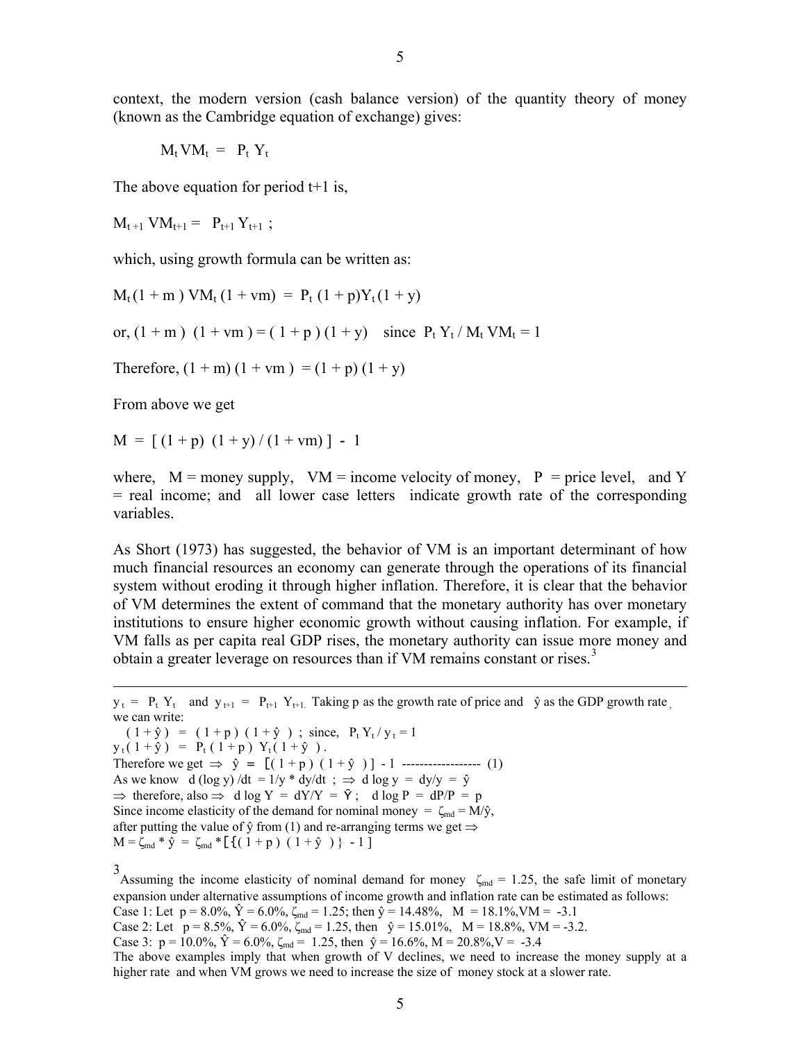context, the modern version (cash balance version) of the quantity theory of money (known as the Cambridge equation of exchange) gives:

$$M_t VM_t = P_t Y_t$$

The above equation for period t+1 is,

$$M_{t+1} VM_{t+1} = P_{t+1} Y_{t+1} ;$$

which, using growth formula can be written as:

$$M_t (1 + m) VM_t (1 + vm) = P_t (1 + p) Y_t (1 + y)$$

or, $(1 + m)(1 + vm) = (1 + p)(1 + y)$ since $P_t Y_t / M_t VM_t = 1$

Therefore, $(1 + m)(1 + vm) = (1 + p)(1 + y)$

From above we get

$$M = [ (1 + p)(1 + y) / (1 + vm) ] - 1$$

where, M = money supply, VM = income velocity of money, P = price level, and Y = real income; and all lower case letters indicate growth rate of the corresponding variables.

As Short (1973) has suggested, the behavior of VM is an important determinant of how much financial resources an economy can generate through the operations of its financial system without eroding it through higher inflation. Therefore, it is clear that the behavior of VM determines the extent of command that the monetary authority has over monetary institutions to ensure higher economic growth without causing inflation. For example, if VM falls as per capita real GDP rises, the monetary authority can issue more money and obtain a greater leverage on resources than if VM remains constant or rises.[3]

---

$y_t = P_t Y_t$ and $y_{t+1} = P_{t+1} Y_{t+1}$. Taking p as the growth rate of price and $\hat{y}$ as the GDP growth rate, we can write:

$(1 + \hat{y}) = (1 + p)(1 + \hat{y})$ ; since, $P_t Y_t / y_t = 1$

$y_t(1 + \hat{y}) = P_t (1 + p) Y_t (1 + \hat{y})$.

Therefore we get $\Rightarrow$ $\hat{y} = [(1 + p)(1 + \hat{y})] - 1$ ------------------ (1)

As we know $d(\log y)/dt = 1/y * dy/dt$ ; $\Rightarrow$ $d \log y = dy/y = \hat{y}$

$\Rightarrow$ therefore, also $\Rightarrow$ $d \log Y = dY/Y = \hat{Y}$ ; $d \log P = dP/P = p$

Since income elasticity of the demand for nominal money = $\zeta_{md} = M/\hat{y}$,

after putting the value of $\hat{y}$ from (1) and re-arranging terms we get $\Rightarrow$

$M = \zeta_{md} * \hat{y} = \zeta_{md} * [\{(1 + p)(1 + \hat{y})\} - 1]$

[3] Assuming the income elasticity of nominal demand for money $\zeta_{md} = 1.25$, the safe limit of monetary expansion under alternative assumptions of income growth and inflation rate can be estimated as follows:

Case 1: Let p = 8.0%, $\hat{Y}$ = 6.0%, $\zeta_{md}$ = 1.25; then $\hat{y}$ = 14.48%, M = 18.1%, VM = -3.1

Case 2: Let p = 8.5%, $\hat{Y}$ = 6.0%, $\zeta_{md}$ = 1.25, then $\hat{y}$ = 15.01%, M = 18.8%, VM = -3.2.

Case 3: p = 10.0%, $\hat{Y}$ = 6.0%, $\zeta_{md}$ = 1.25, then $\hat{y}$ = 16.6%, M = 20.8%, V = -3.4

The above examples imply that when growth of V declines, we need to increase the money supply at a higher rate and when VM grows we need to increase the size of money stock at a slower rate.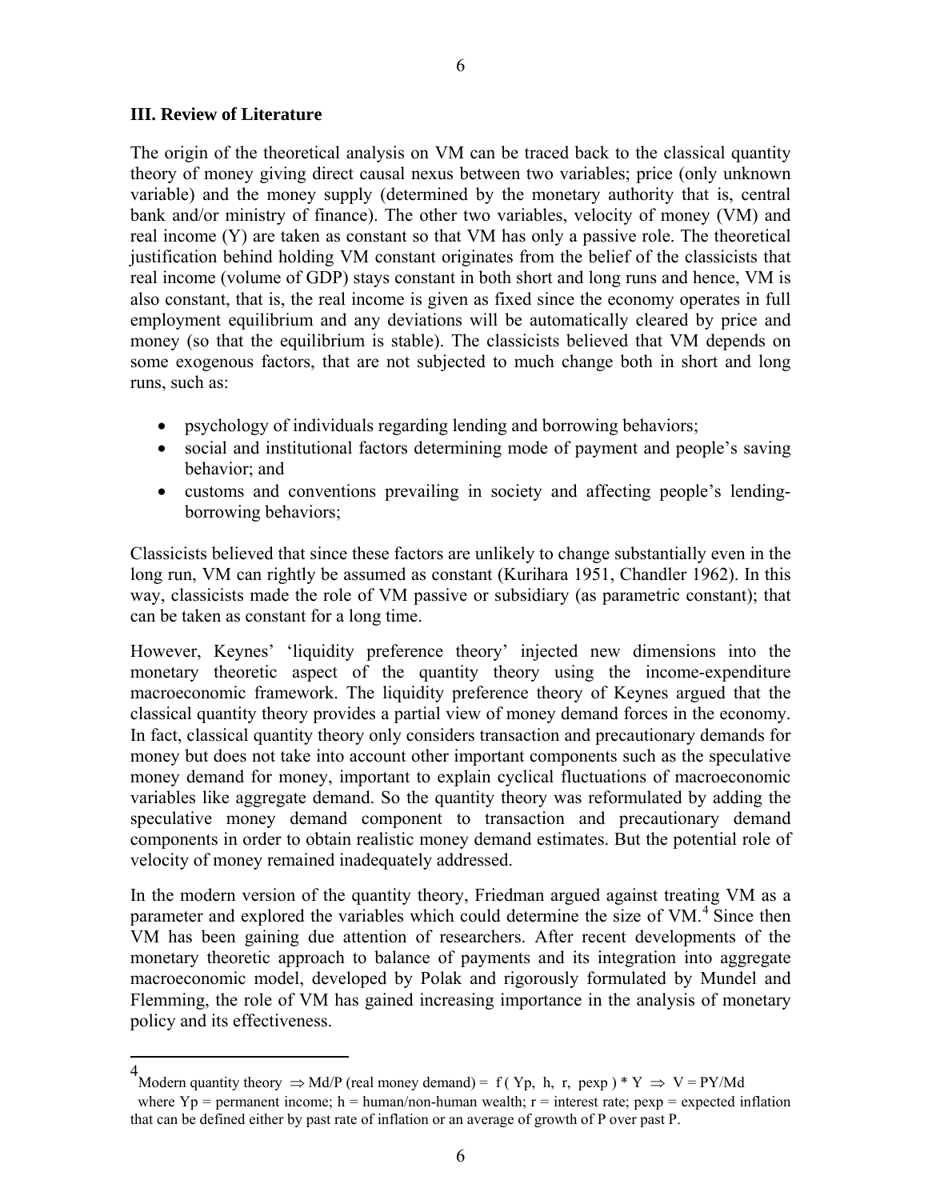### III. Review of Literature

The origin of the theoretical analysis on VM can be traced back to the classical quantity theory of money giving direct causal nexus between two variables; price (only unknown variable) and the money supply (determined by the monetary authority that is, central bank and/or ministry of finance). The other two variables, velocity of money (VM) and real income (Y) are taken as constant so that VM has only a passive role. The theoretical justification behind holding VM constant originates from the belief of the classicists that real income (volume of GDP) stays constant in both short and long runs and hence, VM is also constant, that is, the real income is given as fixed since the economy operates in full employment equilibrium and any deviations will be automatically cleared by price and money (so that the equilibrium is stable). The classicists believed that VM depends on some exogenous factors, that are not subjected to much change both in short and long runs, such as:

- psychology of individuals regarding lending and borrowing behaviors;
- social and institutional factors determining mode of payment and people's saving behavior; and
- customs and conventions prevailing in society and affecting people's lending-borrowing behaviors;

Classicists believed that since these factors are unlikely to change substantially even in the long run, VM can rightly be assumed as constant (Kurihara 1951, Chandler 1962). In this way, classicists made the role of VM passive or subsidiary (as parametric constant); that can be taken as constant for a long time.

However, Keynes' 'liquidity preference theory' injected new dimensions into the monetary theoretic aspect of the quantity theory using the income-expenditure macroeconomic framework. The liquidity preference theory of Keynes argued that the classical quantity theory provides a partial view of money demand forces in the economy. In fact, classical quantity theory only considers transaction and precautionary demands for money but does not take into account other important components such as the speculative money demand for money, important to explain cyclical fluctuations of macroeconomic variables like aggregate demand. So the quantity theory was reformulated by adding the speculative money demand component to transaction and precautionary demand components in order to obtain realistic money demand estimates. But the potential role of velocity of money remained inadequately addressed.

In the modern version of the quantity theory, Friedman argued against treating VM as a parameter and explored the variables which could determine the size of VM.[4] Since then VM has been gaining due attention of researchers. After recent developments of the monetary theoretic approach to balance of payments and its integration into aggregate macroeconomic model, developed by Polak and rigorously formulated by Mundel and Flemming, the role of VM has gained increasing importance in the analysis of monetary policy and its effectiveness.

---

[4] Modern quantity theory $\Rightarrow$ Md/P (real money demand) = $f(Yp, h, r, pexp) * Y \Rightarrow V = PY/Md$ where Yp = permanent income; h = human/non-human wealth; r = interest rate; pexp = expected inflation that can be defined either by past rate of inflation or an average of growth of P over past P.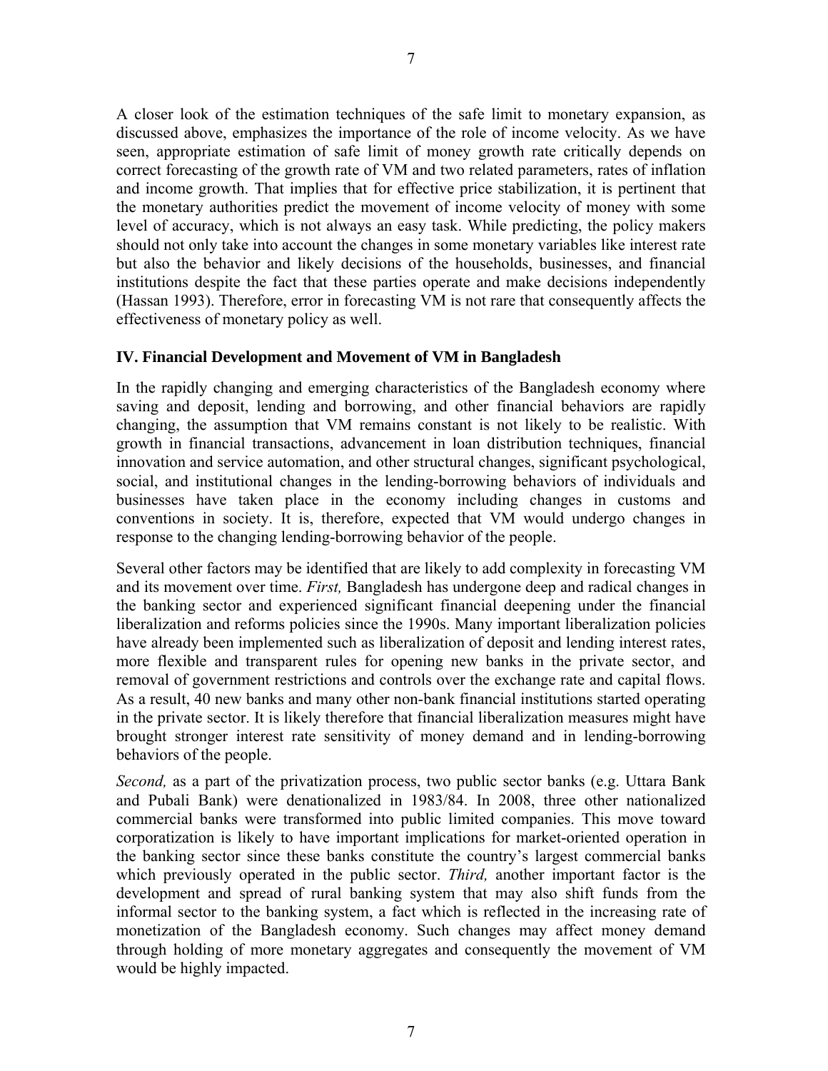A closer look of the estimation techniques of the safe limit to monetary expansion, as discussed above, emphasizes the importance of the role of income velocity. As we have seen, appropriate estimation of safe limit of money growth rate critically depends on correct forecasting of the growth rate of VM and two related parameters, rates of inflation and income growth. That implies that for effective price stabilization, it is pertinent that the monetary authorities predict the movement of income velocity of money with some level of accuracy, which is not always an easy task. While predicting, the policy makers should not only take into account the changes in some monetary variables like interest rate but also the behavior and likely decisions of the households, businesses, and financial institutions despite the fact that these parties operate and make decisions independently (Hassan 1993). Therefore, error in forecasting VM is not rare that consequently affects the effectiveness of monetary policy as well.

**IV. Financial Development and Movement of VM in Bangladesh**

In the rapidly changing and emerging characteristics of the Bangladesh economy where saving and deposit, lending and borrowing, and other financial behaviors are rapidly changing, the assumption that VM remains constant is not likely to be realistic. With growth in financial transactions, advancement in loan distribution techniques, financial innovation and service automation, and other structural changes, significant psychological, social, and institutional changes in the lending-borrowing behaviors of individuals and businesses have taken place in the economy including changes in customs and conventions in society. It is, therefore, expected that VM would undergo changes in response to the changing lending-borrowing behavior of the people.

Several other factors may be identified that are likely to add complexity in forecasting VM and its movement over time. *First,* Bangladesh has undergone deep and radical changes in the banking sector and experienced significant financial deepening under the financial liberalization and reforms policies since the 1990s. Many important liberalization policies have already been implemented such as liberalization of deposit and lending interest rates, more flexible and transparent rules for opening new banks in the private sector, and removal of government restrictions and controls over the exchange rate and capital flows. As a result, 40 new banks and many other non-bank financial institutions started operating in the private sector. It is likely therefore that financial liberalization measures might have brought stronger interest rate sensitivity of money demand and in lending-borrowing behaviors of the people.

*Second,* as a part of the privatization process, two public sector banks (e.g. Uttara Bank and Pubali Bank) were denationalized in 1983/84. In 2008, three other nationalized commercial banks were transformed into public limited companies. This move toward corporatization is likely to have important implications for market-oriented operation in the banking sector since these banks constitute the country's largest commercial banks which previously operated in the public sector. *Third,* another important factor is the development and spread of rural banking system that may also shift funds from the informal sector to the banking system, a fact which is reflected in the increasing rate of monetization of the Bangladesh economy. Such changes may affect money demand through holding of more monetary aggregates and consequently the movement of VM would be highly impacted.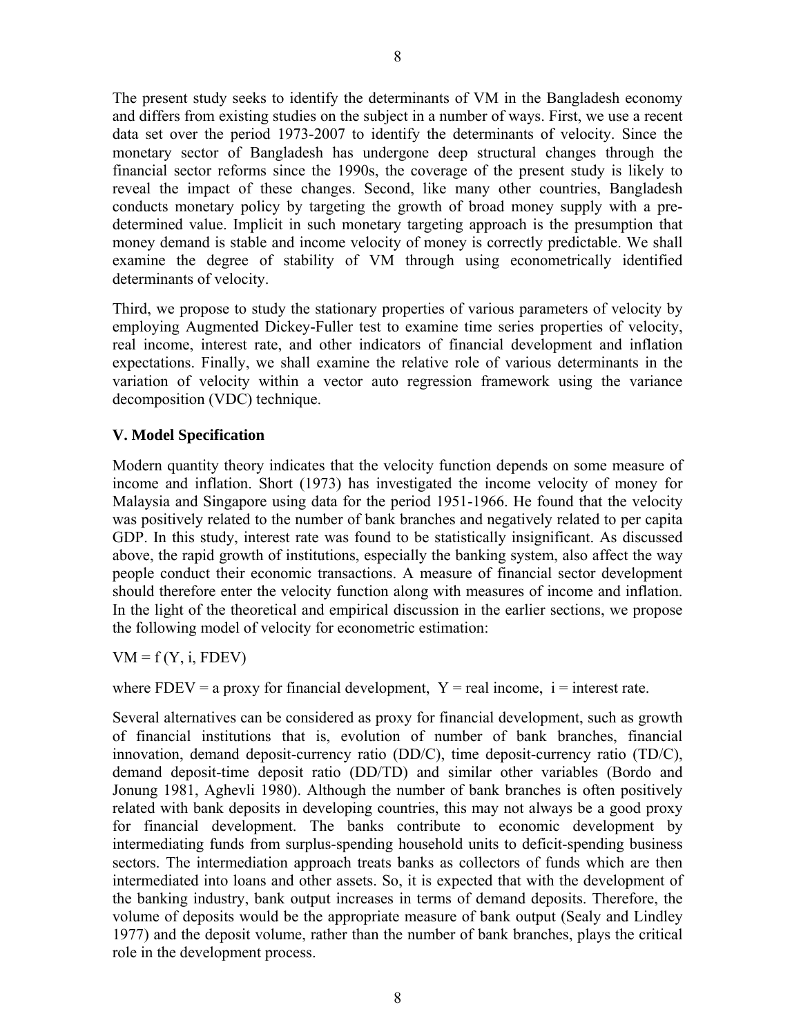The present study seeks to identify the determinants of VM in the Bangladesh economy and differs from existing studies on the subject in a number of ways. First, we use a recent data set over the period 1973-2007 to identify the determinants of velocity. Since the monetary sector of Bangladesh has undergone deep structural changes through the financial sector reforms since the 1990s, the coverage of the present study is likely to reveal the impact of these changes. Second, like many other countries, Bangladesh conducts monetary policy by targeting the growth of broad money supply with a pre-determined value. Implicit in such monetary targeting approach is the presumption that money demand is stable and income velocity of money is correctly predictable. We shall examine the degree of stability of VM through using econometrically identified determinants of velocity.

Third, we propose to study the stationary properties of various parameters of velocity by employing Augmented Dickey-Fuller test to examine time series properties of velocity, real income, interest rate, and other indicators of financial development and inflation expectations. Finally, we shall examine the relative role of various determinants in the variation of velocity within a vector auto regression framework using the variance decomposition (VDC) technique.

## V. Model Specification

Modern quantity theory indicates that the velocity function depends on some measure of income and inflation. Short (1973) has investigated the income velocity of money for Malaysia and Singapore using data for the period 1951-1966. He found that the velocity was positively related to the number of bank branches and negatively related to per capita GDP. In this study, interest rate was found to be statistically insignificant. As discussed above, the rapid growth of institutions, especially the banking system, also affect the way people conduct their economic transactions. A measure of financial sector development should therefore enter the velocity function along with measures of income and inflation. In the light of the theoretical and empirical discussion in the earlier sections, we propose the following model of velocity for econometric estimation:

$$VM = f(Y, i, FDEV)$$

where FDEV = a proxy for financial development, Y = real income, i = interest rate.

Several alternatives can be considered as proxy for financial development, such as growth of financial institutions that is, evolution of number of bank branches, financial innovation, demand deposit-currency ratio (DD/C), time deposit-currency ratio (TD/C), demand deposit-time deposit ratio (DD/TD) and similar other variables (Bordo and Jonung 1981, Aghevli 1980). Although the number of bank branches is often positively related with bank deposits in developing countries, this may not always be a good proxy for financial development. The banks contribute to economic development by intermediating funds from surplus-spending household units to deficit-spending business sectors. The intermediation approach treats banks as collectors of funds which are then intermediated into loans and other assets. So, it is expected that with the development of the banking industry, bank output increases in terms of demand deposits. Therefore, the volume of deposits would be the appropriate measure of bank output (Sealy and Lindley 1977) and the deposit volume, rather than the number of bank branches, plays the critical role in the development process.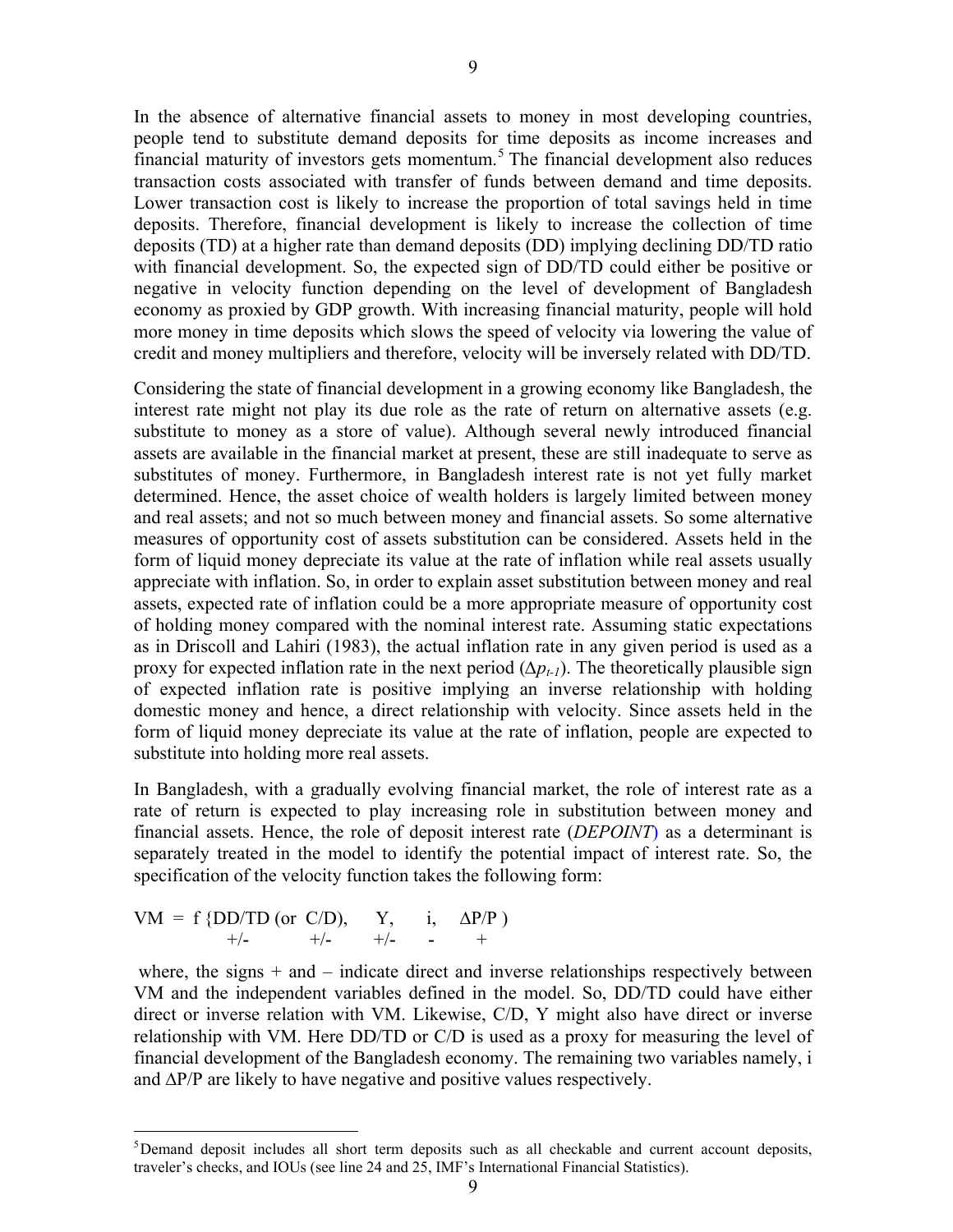In the absence of alternative financial assets to money in most developing countries, people tend to substitute demand deposits for time deposits as income increases and financial maturity of investors gets momentum.[5] The financial development also reduces transaction costs associated with transfer of funds between demand and time deposits. Lower transaction cost is likely to increase the proportion of total savings held in time deposits. Therefore, financial development is likely to increase the collection of time deposits (TD) at a higher rate than demand deposits (DD) implying declining DD/TD ratio with financial development. So, the expected sign of DD/TD could either be positive or negative in velocity function depending on the level of development of Bangladesh economy as proxied by GDP growth. With increasing financial maturity, people will hold more money in time deposits which slows the speed of velocity via lowering the value of credit and money multipliers and therefore, velocity will be inversely related with DD/TD.

Considering the state of financial development in a growing economy like Bangladesh, the interest rate might not play its due role as the rate of return on alternative assets (e.g. substitute to money as a store of value). Although several newly introduced financial assets are available in the financial market at present, these are still inadequate to serve as substitutes of money. Furthermore, in Bangladesh interest rate is not yet fully market determined. Hence, the asset choice of wealth holders is largely limited between money and real assets; and not so much between money and financial assets. So some alternative measures of opportunity cost of assets substitution can be considered. Assets held in the form of liquid money depreciate its value at the rate of inflation while real assets usually appreciate with inflation. So, in order to explain asset substitution between money and real assets, expected rate of inflation could be a more appropriate measure of opportunity cost of holding money compared with the nominal interest rate. Assuming static expectations as in Driscoll and Lahiri (1983), the actual inflation rate in any given period is used as a proxy for expected inflation rate in the next period ($\Delta p_{t-1}$). The theoretically plausible sign of expected inflation rate is positive implying an inverse relationship with holding domestic money and hence, a direct relationship with velocity. Since assets held in the form of liquid money depreciate its value at the rate of inflation, people are expected to substitute into holding more real assets.

In Bangladesh, with a gradually evolving financial market, the role of interest rate as a rate of return is expected to play increasing role in substitution between money and financial assets. Hence, the role of deposit interest rate (*DEPOINT*) as a determinant is separately treated in the model to identify the potential impact of interest rate. So, the specification of the velocity function takes the following form:

$$VM = f\{\underset{+/-}{DD/TD}\ (\text{or}\ \underset{+/-}{C/D}),\quad \underset{+/-}{Y},\quad \underset{-}{i},\quad \underset{+}{\Delta P/P}\}$$

where, the signs + and – indicate direct and inverse relationships respectively between VM and the independent variables defined in the model. So, DD/TD could have either direct or inverse relation with VM. Likewise, C/D, Y might also have direct or inverse relationship with VM. Here DD/TD or C/D is used as a proxy for measuring the level of financial development of the Bangladesh economy. The remaining two variables namely, i and $\Delta P/P$ are likely to have negative and positive values respectively.

[5] Demand deposit includes all short term deposits such as all checkable and current account deposits, traveler's checks, and IOUs (see line 24 and 25, IMF's International Financial Statistics).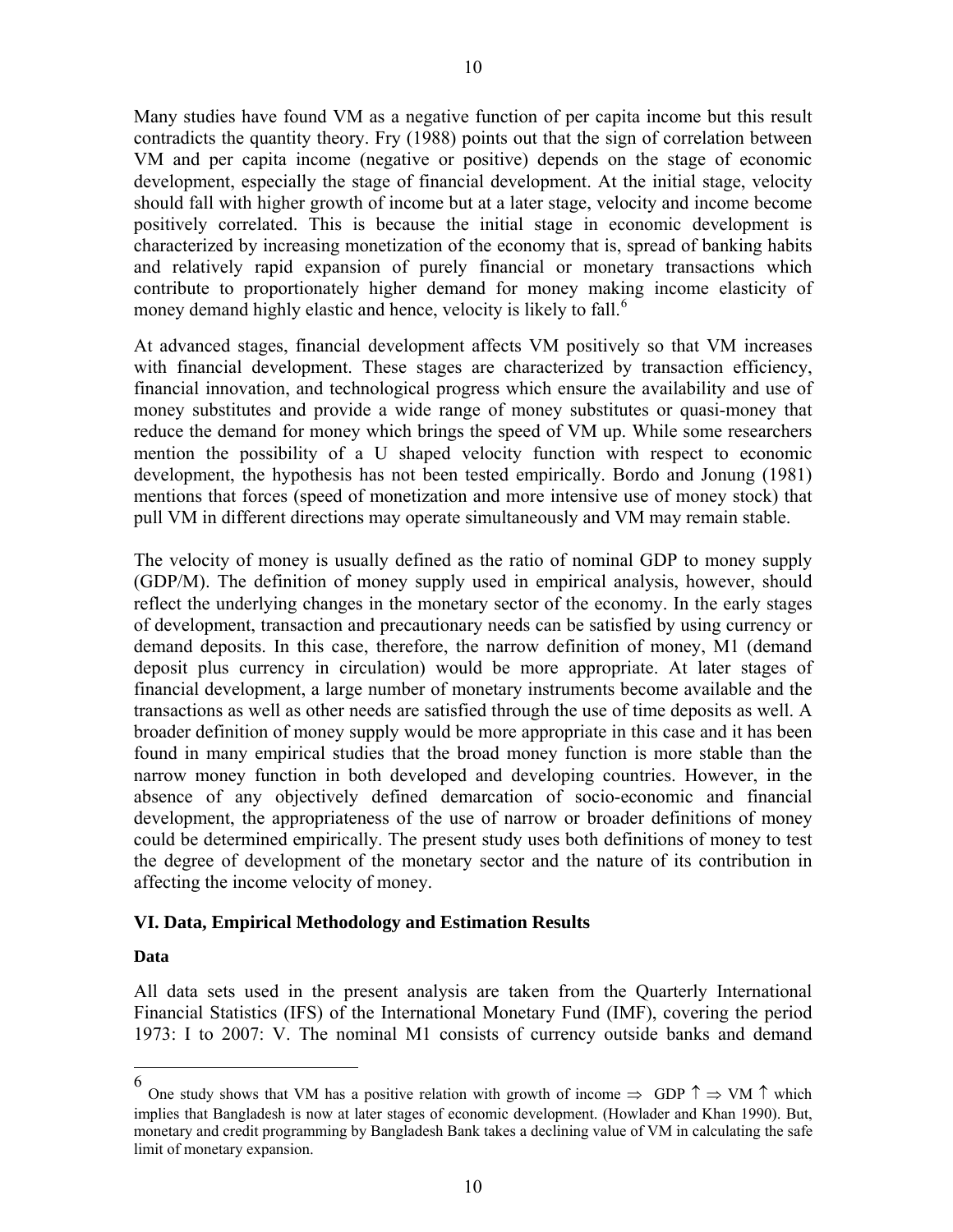Many studies have found VM as a negative function of per capita income but this result contradicts the quantity theory. Fry (1988) points out that the sign of correlation between VM and per capita income (negative or positive) depends on the stage of economic development, especially the stage of financial development. At the initial stage, velocity should fall with higher growth of income but at a later stage, velocity and income become positively correlated. This is because the initial stage in economic development is characterized by increasing monetization of the economy that is, spread of banking habits and relatively rapid expansion of purely financial or monetary transactions which contribute to proportionately higher demand for money making income elasticity of money demand highly elastic and hence, velocity is likely to fall.[6]

At advanced stages, financial development affects VM positively so that VM increases with financial development. These stages are characterized by transaction efficiency, financial innovation, and technological progress which ensure the availability and use of money substitutes and provide a wide range of money substitutes or quasi-money that reduce the demand for money which brings the speed of VM up. While some researchers mention the possibility of a U shaped velocity function with respect to economic development, the hypothesis has not been tested empirically. Bordo and Jonung (1981) mentions that forces (speed of monetization and more intensive use of money stock) that pull VM in different directions may operate simultaneously and VM may remain stable.

The velocity of money is usually defined as the ratio of nominal GDP to money supply (GDP/M). The definition of money supply used in empirical analysis, however, should reflect the underlying changes in the monetary sector of the economy. In the early stages of development, transaction and precautionary needs can be satisfied by using currency or demand deposits. In this case, therefore, the narrow definition of money, M1 (demand deposit plus currency in circulation) would be more appropriate. At later stages of financial development, a large number of monetary instruments become available and the transactions as well as other needs are satisfied through the use of time deposits as well. A broader definition of money supply would be more appropriate in this case and it has been found in many empirical studies that the broad money function is more stable than the narrow money function in both developed and developing countries. However, in the absence of any objectively defined demarcation of socio-economic and financial development, the appropriateness of the use of narrow or broader definitions of money could be determined empirically. The present study uses both definitions of money to test the degree of development of the monetary sector and the nature of its contribution in affecting the income velocity of money.

## VI. Data, Empirical Methodology and Estimation Results

### Data

All data sets used in the present analysis are taken from the Quarterly International Financial Statistics (IFS) of the International Monetary Fund (IMF), covering the period 1973: I to 2007: V. The nominal M1 consists of currency outside banks and demand

---

[6] One study shows that VM has a positive relation with growth of income $\Rightarrow$ GDP $\uparrow \Rightarrow$ VM $\uparrow$ which implies that Bangladesh is now at later stages of economic development. (Howlader and Khan 1990). But, monetary and credit programming by Bangladesh Bank takes a declining value of VM in calculating the safe limit of monetary expansion.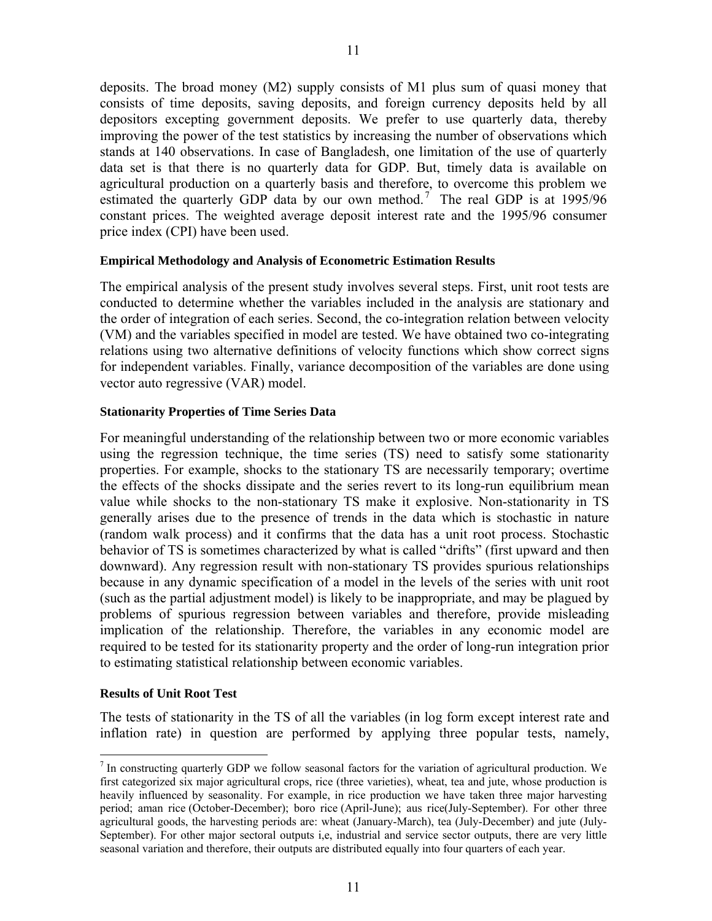deposits. The broad money (M2) supply consists of M1 plus sum of quasi money that consists of time deposits, saving deposits, and foreign currency deposits held by all depositors excepting government deposits. We prefer to use quarterly data, thereby improving the power of the test statistics by increasing the number of observations which stands at 140 observations. In case of Bangladesh, one limitation of the use of quarterly data set is that there is no quarterly data for GDP. But, timely data is available on agricultural production on a quarterly basis and therefore, to overcome this problem we estimated the quarterly GDP data by our own method.[7] The real GDP is at 1995/96 constant prices. The weighted average deposit interest rate and the 1995/96 consumer price index (CPI) have been used.

**Empirical Methodology and Analysis of Econometric Estimation Results**

The empirical analysis of the present study involves several steps. First, unit root tests are conducted to determine whether the variables included in the analysis are stationary and the order of integration of each series. Second, the co-integration relation between velocity (VM) and the variables specified in model are tested. We have obtained two co-integrating relations using two alternative definitions of velocity functions which show correct signs for independent variables. Finally, variance decomposition of the variables are done using vector auto regressive (VAR) model.

**Stationarity Properties of Time Series Data**

For meaningful understanding of the relationship between two or more economic variables using the regression technique, the time series (TS) need to satisfy some stationarity properties. For example, shocks to the stationary TS are necessarily temporary; overtime the effects of the shocks dissipate and the series revert to its long-run equilibrium mean value while shocks to the non-stationary TS make it explosive. Non-stationarity in TS generally arises due to the presence of trends in the data which is stochastic in nature (random walk process) and it confirms that the data has a unit root process. Stochastic behavior of TS is sometimes characterized by what is called "drifts" (first upward and then downward). Any regression result with non-stationary TS provides spurious relationships because in any dynamic specification of a model in the levels of the series with unit root (such as the partial adjustment model) is likely to be inappropriate, and may be plagued by problems of spurious regression between variables and therefore, provide misleading implication of the relationship. Therefore, the variables in any economic model are required to be tested for its stationarity property and the order of long-run integration prior to estimating statistical relationship between economic variables.

**Results of Unit Root Test**

The tests of stationarity in the TS of all the variables (in log form except interest rate and inflation rate) in question are performed by applying three popular tests, namely,

---

[7] In constructing quarterly GDP we follow seasonal factors for the variation of agricultural production. We first categorized six major agricultural crops, rice (three varieties), wheat, tea and jute, whose production is heavily influenced by seasonality. For example, in rice production we have taken three major harvesting period; aman rice (October-December); boro rice (April-June); aus rice(July-September). For other three agricultural goods, the harvesting periods are: wheat (January-March), tea (July-December) and jute (July-September). For other major sectoral outputs i,e, industrial and service sector outputs, there are very little seasonal variation and therefore, their outputs are distributed equally into four quarters of each year.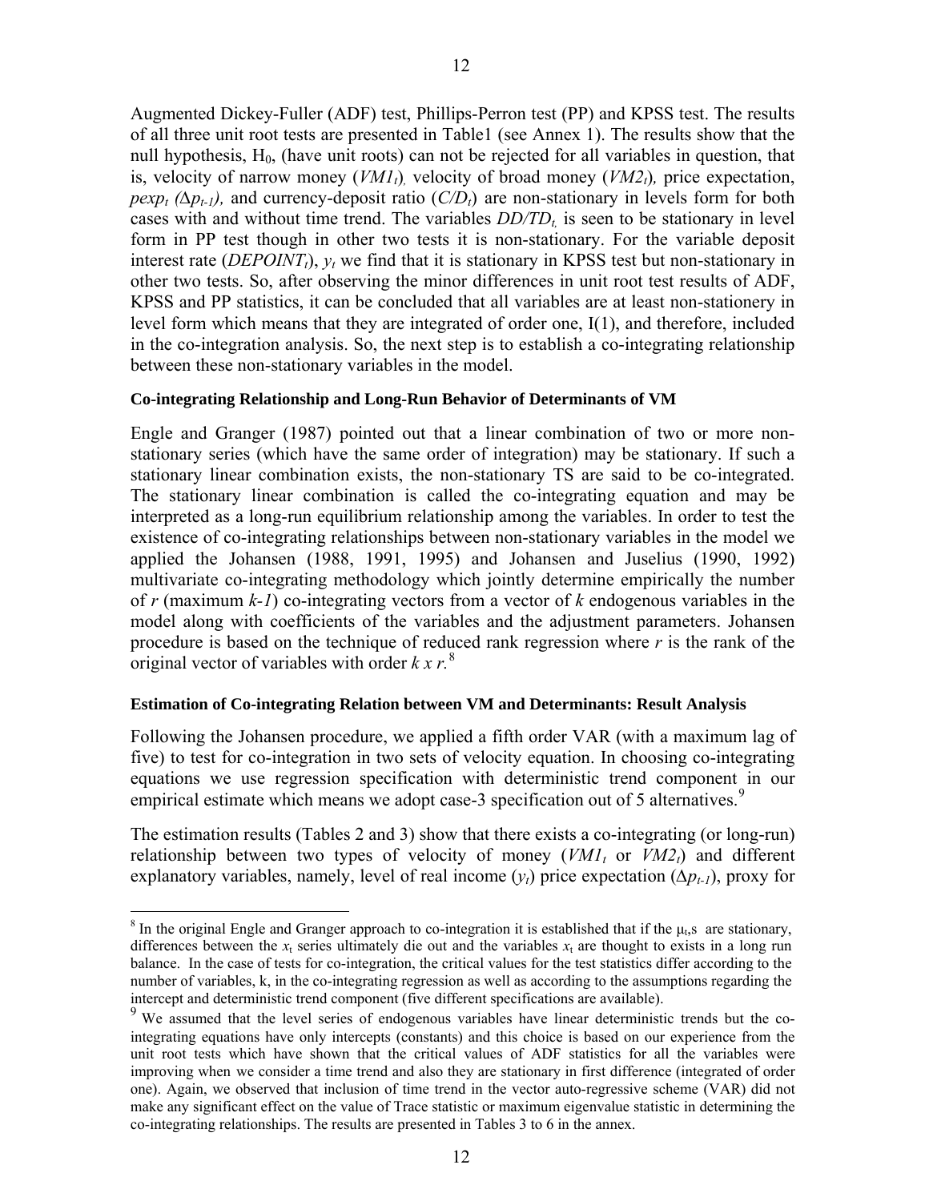Augmented Dickey-Fuller (ADF) test, Phillips-Perron test (PP) and KPSS test. The results of all three unit root tests are presented in Table1 (see Annex 1). The results show that the null hypothesis, $H_0$, (have unit roots) can not be rejected for all variables in question, that is, velocity of narrow money ($VM1_t$), velocity of broad money ($VM2_t$), price expectation, $pexp_t$ ($\Delta p_{t-1}$), and currency-deposit ratio ($C/D_t$) are non-stationary in levels form for both cases with and without time trend. The variables $DD/TD_t$ is seen to be stationary in level form in PP test though in other two tests it is non-stationary. For the variable deposit interest rate ($DEPOINT_t$), $y_t$ we find that it is stationary in KPSS test but non-stationary in other two tests. So, after observing the minor differences in unit root test results of ADF, KPSS and PP statistics, it can be concluded that all variables are at least non-stationery in level form which means that they are integrated of order one, I(1), and therefore, included in the co-integration analysis. So, the next step is to establish a co-integrating relationship between these non-stationary variables in the model.

**Co-integrating Relationship and Long-Run Behavior of Determinants of VM**

Engle and Granger (1987) pointed out that a linear combination of two or more non-stationary series (which have the same order of integration) may be stationary. If such a stationary linear combination exists, the non-stationary TS are said to be co-integrated. The stationary linear combination is called the co-integrating equation and may be interpreted as a long-run equilibrium relationship among the variables. In order to test the existence of co-integrating relationships between non-stationary variables in the model we applied the Johansen (1988, 1991, 1995) and Johansen and Juselius (1990, 1992) multivariate co-integrating methodology which jointly determine empirically the number of $r$ (maximum $k$-$1$) co-integrating vectors from a vector of $k$ endogenous variables in the model along with coefficients of the variables and the adjustment parameters. Johansen procedure is based on the technique of reduced rank regression where $r$ is the rank of the original vector of variables with order $k \times r$.[8]

**Estimation of Co-integrating Relation between VM and Determinants: Result Analysis**

Following the Johansen procedure, we applied a fifth order VAR (with a maximum lag of five) to test for co-integration in two sets of velocity equation. In choosing co-integrating equations we use regression specification with deterministic trend component in our empirical estimate which means we adopt case-3 specification out of 5 alternatives.[9]

The estimation results (Tables 2 and 3) show that there exists a co-integrating (or long-run) relationship between two types of velocity of money ($VM1_t$ or $VM2_t$) and different explanatory variables, namely, level of real income ($y_t$) price expectation ($\Delta p_{t-1}$), proxy for

---

[8] In the original Engle and Granger approach to co-integration it is established that if the $\mu_t$,s are stationary, differences between the $x_t$ series ultimately die out and the variables $x_t$ are thought to exists in a long run balance. In the case of tests for co-integration, the critical values for the test statistics differ according to the number of variables, k, in the co-integrating regression as well as according to the assumptions regarding the intercept and deterministic trend component (five different specifications are available).

[9] We assumed that the level series of endogenous variables have linear deterministic trends but the co-integrating equations have only intercepts (constants) and this choice is based on our experience from the unit root tests which have shown that the critical values of ADF statistics for all the variables were improving when we consider a time trend and also they are stationary in first difference (integrated of order one). Again, we observed that inclusion of time trend in the vector auto-regressive scheme (VAR) did not make any significant effect on the value of Trace statistic or maximum eigenvalue statistic in determining the co-integrating relationships. The results are presented in Tables 3 to 6 in the annex.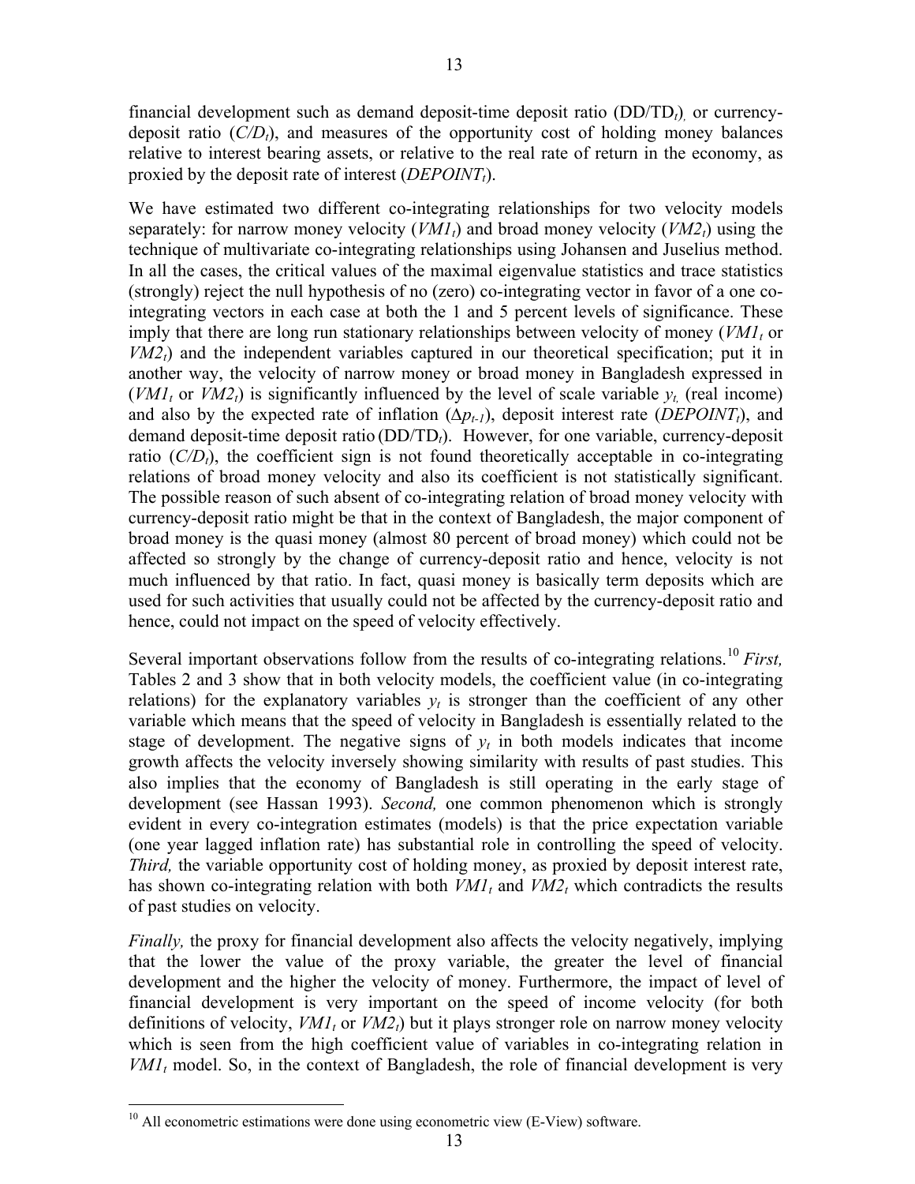financial development such as demand deposit-time deposit ratio ($DD/TD_t$), or currency-deposit ratio ($C/D_t$), and measures of the opportunity cost of holding money balances relative to interest bearing assets, or relative to the real rate of return in the economy, as proxied by the deposit rate of interest ($DEPOINT_t$).

We have estimated two different co-integrating relationships for two velocity models separately: for narrow money velocity ($VM1_t$) and broad money velocity ($VM2_t$) using the technique of multivariate co-integrating relationships using Johansen and Juselius method. In all the cases, the critical values of the maximal eigenvalue statistics and trace statistics (strongly) reject the null hypothesis of no (zero) co-integrating vector in favor of a one co-integrating vectors in each case at both the 1 and 5 percent levels of significance. These imply that there are long run stationary relationships between velocity of money ($VM1_t$ or $VM2_t$) and the independent variables captured in our theoretical specification; put it in another way, the velocity of narrow money or broad money in Bangladesh expressed in ($VM1_t$ or $VM2_t$) is significantly influenced by the level of scale variable $y_t$, (real income) and also by the expected rate of inflation ($\Delta p_{t-1}$), deposit interest rate ($DEPOINT_t$), and demand deposit-time deposit ratio ($DD/TD_t$). However, for one variable, currency-deposit ratio ($C/D_t$), the coefficient sign is not found theoretically acceptable in co-integrating relations of broad money velocity and also its coefficient is not statistically significant. The possible reason of such absent of co-integrating relation of broad money velocity with currency-deposit ratio might be that in the context of Bangladesh, the major component of broad money is the quasi money (almost 80 percent of broad money) which could not be affected so strongly by the change of currency-deposit ratio and hence, velocity is not much influenced by that ratio. In fact, quasi money is basically term deposits which are used for such activities that usually could not be affected by the currency-deposit ratio and hence, could not impact on the speed of velocity effectively.

Several important observations follow from the results of co-integrating relations.[10] *First,* Tables 2 and 3 show that in both velocity models, the coefficient value (in co-integrating relations) for the explanatory variables $y_t$ is stronger than the coefficient of any other variable which means that the speed of velocity in Bangladesh is essentially related to the stage of development. The negative signs of $y_t$ in both models indicates that income growth affects the velocity inversely showing similarity with results of past studies. This also implies that the economy of Bangladesh is still operating in the early stage of development (see Hassan 1993). *Second,* one common phenomenon which is strongly evident in every co-integration estimates (models) is that the price expectation variable (one year lagged inflation rate) has substantial role in controlling the speed of velocity. *Third,* the variable opportunity cost of holding money, as proxied by deposit interest rate, has shown co-integrating relation with both $VM1_t$ and $VM2_t$ which contradicts the results of past studies on velocity.

*Finally,* the proxy for financial development also affects the velocity negatively, implying that the lower the value of the proxy variable, the greater the level of financial development and the higher the velocity of money. Furthermore, the impact of level of financial development is very important on the speed of income velocity (for both definitions of velocity, $VM1_t$ or $VM2_t$) but it plays stronger role on narrow money velocity which is seen from the high coefficient value of variables in co-integrating relation in $VM1_t$ model. So, in the context of Bangladesh, the role of financial development is very

[10] All econometric estimations were done using econometric view (E-View) software.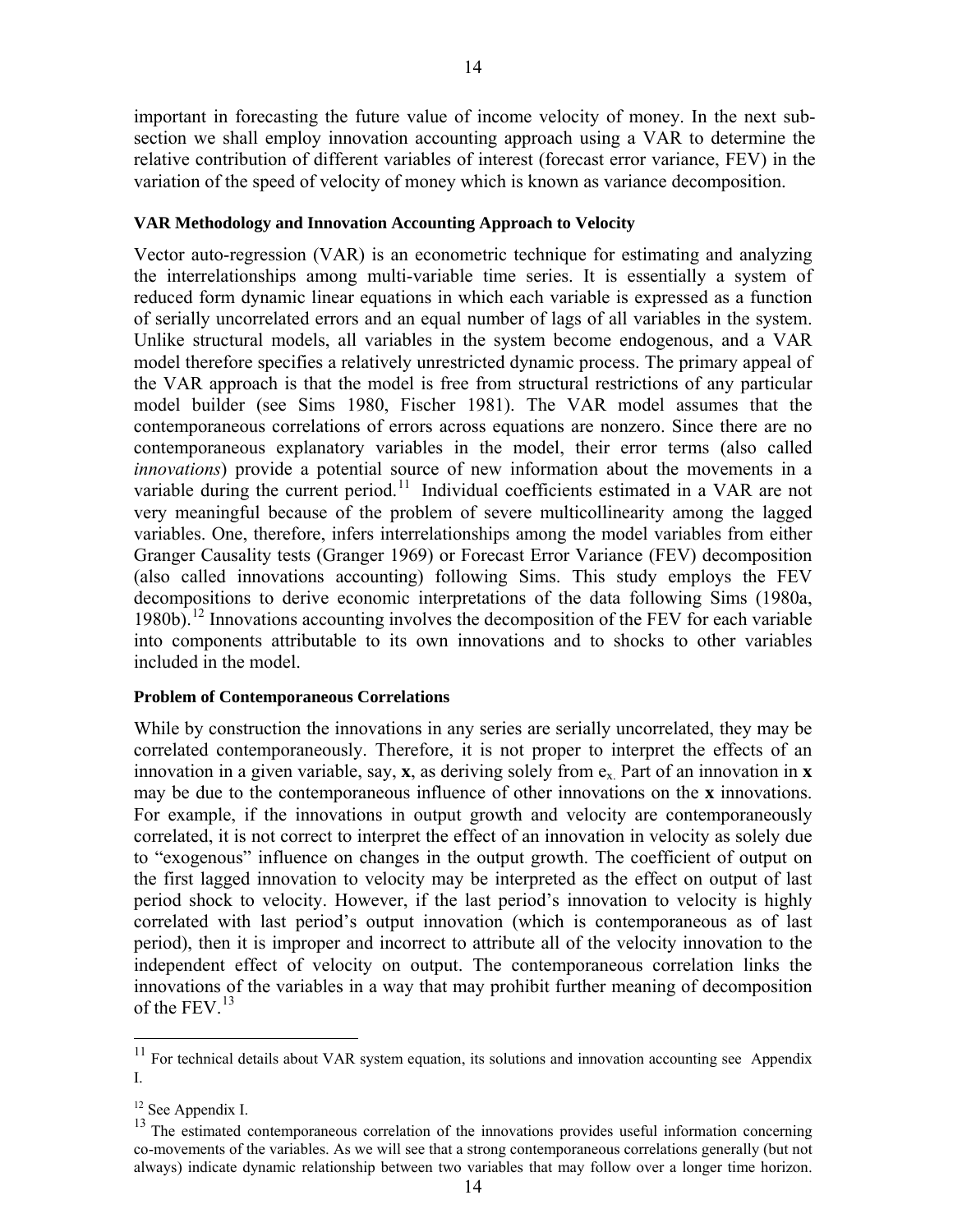important in forecasting the future value of income velocity of money. In the next sub-section we shall employ innovation accounting approach using a VAR to determine the relative contribution of different variables of interest (forecast error variance, FEV) in the variation of the speed of velocity of money which is known as variance decomposition.

#### VAR Methodology and Innovation Accounting Approach to Velocity

Vector auto-regression (VAR) is an econometric technique for estimating and analyzing the interrelationships among multi-variable time series. It is essentially a system of reduced form dynamic linear equations in which each variable is expressed as a function of serially uncorrelated errors and an equal number of lags of all variables in the system. Unlike structural models, all variables in the system become endogenous, and a VAR model therefore specifies a relatively unrestricted dynamic process. The primary appeal of the VAR approach is that the model is free from structural restrictions of any particular model builder (see Sims 1980, Fischer 1981). The VAR model assumes that the contemporaneous correlations of errors across equations are nonzero. Since there are no contemporaneous explanatory variables in the model, their error terms (also called *innovations*) provide a potential source of new information about the movements in a variable during the current period.[11] Individual coefficients estimated in a VAR are not very meaningful because of the problem of severe multicollinearity among the lagged variables. One, therefore, infers interrelationships among the model variables from either Granger Causality tests (Granger 1969) or Forecast Error Variance (FEV) decomposition (also called innovations accounting) following Sims. This study employs the FEV decompositions to derive economic interpretations of the data following Sims (1980a, 1980b).[12] Innovations accounting involves the decomposition of the FEV for each variable into components attributable to its own innovations and to shocks to other variables included in the model.

#### Problem of Contemporaneous Correlations

While by construction the innovations in any series are serially uncorrelated, they may be correlated contemporaneously. Therefore, it is not proper to interpret the effects of an innovation in a given variable, say, **x**, as deriving solely from $e_x$. Part of an innovation in **x** may be due to the contemporaneous influence of other innovations on the **x** innovations. For example, if the innovations in output growth and velocity are contemporaneously correlated, it is not correct to interpret the effect of an innovation in velocity as solely due to "exogenous" influence on changes in the output growth. The coefficient of output on the first lagged innovation to velocity may be interpreted as the effect on output of last period shock to velocity. However, if the last period's innovation to velocity is highly correlated with last period's output innovation (which is contemporaneous as of last period), then it is improper and incorrect to attribute all of the velocity innovation to the independent effect of velocity on output. The contemporaneous correlation links the innovations of the variables in a way that may prohibit further meaning of decomposition of the FEV.[13]

---

[11] For technical details about VAR system equation, its solutions and innovation accounting see Appendix I.

[12] See Appendix I.

[13] The estimated contemporaneous correlation of the innovations provides useful information concerning co-movements of the variables. As we will see that a strong contemporaneous correlations generally (but not always) indicate dynamic relationship between two variables that may follow over a longer time horizon.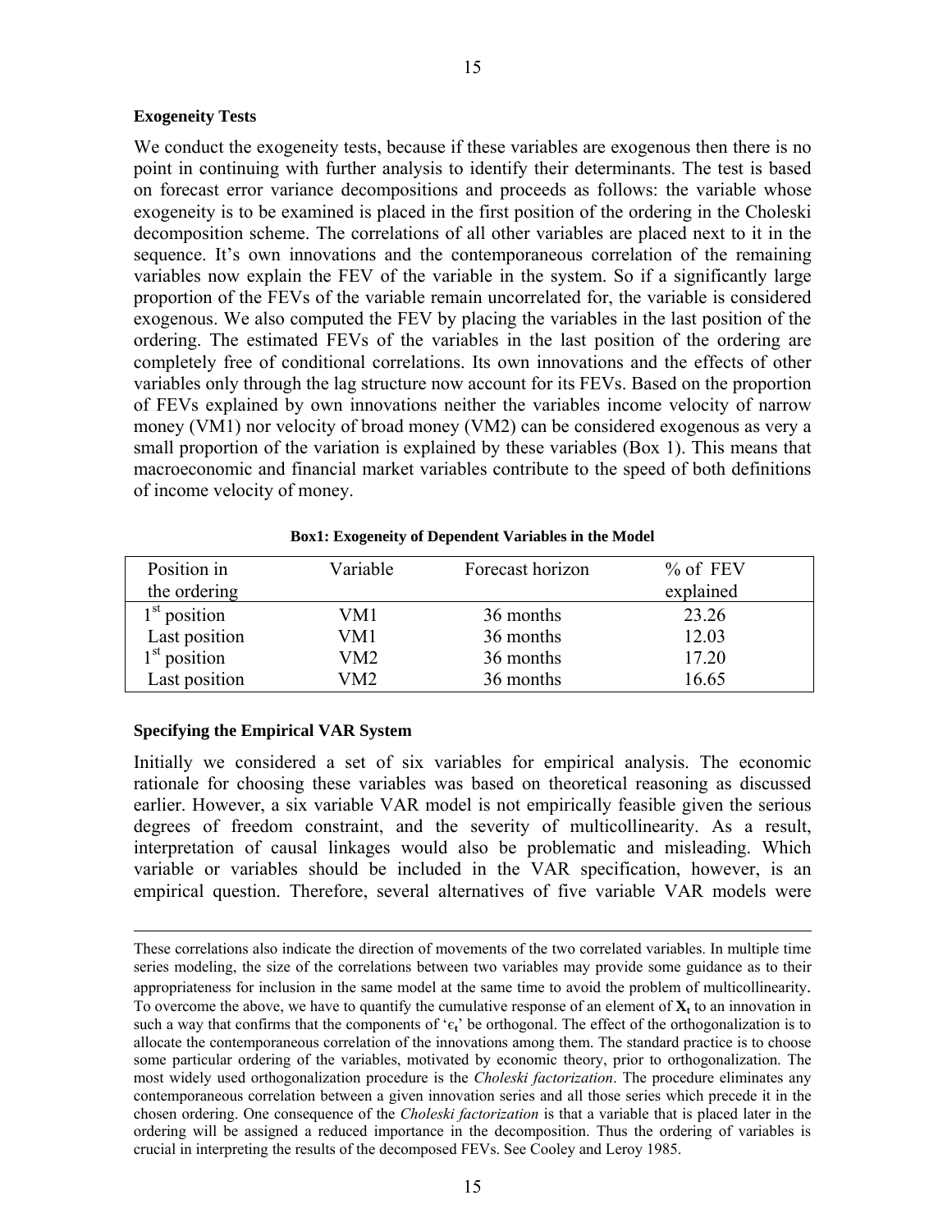**Exogeneity Tests**

We conduct the exogeneity tests, because if these variables are exogenous then there is no point in continuing with further analysis to identify their determinants. The test is based on forecast error variance decompositions and proceeds as follows: the variable whose exogeneity is to be examined is placed in the first position of the ordering in the Choleski decomposition scheme. The correlations of all other variables are placed next to it in the sequence. It's own innovations and the contemporaneous correlation of the remaining variables now explain the FEV of the variable in the system. So if a significantly large proportion of the FEVs of the variable remain uncorrelated for, the variable is considered exogenous. We also computed the FEV by placing the variables in the last position of the ordering. The estimated FEVs of the variables in the last position of the ordering are completely free of conditional correlations. Its own innovations and the effects of other variables only through the lag structure now account for its FEVs. Based on the proportion of FEVs explained by own innovations neither the variables income velocity of narrow money (VM1) nor velocity of broad money (VM2) can be considered exogenous as very a small proportion of the variation is explained by these variables (Box 1). This means that macroeconomic and financial market variables contribute to the speed of both definitions of income velocity of money.

**Box1: Exogeneity of Dependent Variables in the Model**

| Position in the ordering | Variable | Forecast horizon | % of FEV explained |
|---|---|---|---|
| 1st position | VM1 | 36 months | 23.26 |
| Last position | VM1 | 36 months | 12.03 |
| 1st position | VM2 | 36 months | 17.20 |
| Last position | VM2 | 36 months | 16.65 |

**Specifying the Empirical VAR System**

Initially we considered a set of six variables for empirical analysis. The economic rationale for choosing these variables was based on theoretical reasoning as discussed earlier. However, a six variable VAR model is not empirically feasible given the serious degrees of freedom constraint, and the severity of multicollinearity. As a result, interpretation of causal linkages would also be problematic and misleading. Which variable or variables should be included in the VAR specification, however, is an empirical question. Therefore, several alternatives of five variable VAR models were

---

These correlations also indicate the direction of movements of the two correlated variables. In multiple time series modeling, the size of the correlations between two variables may provide some guidance as to their appropriateness for inclusion in the same model at the same time to avoid the problem of multicollinearity. To overcome the above, we have to quantify the cumulative response of an element of $\mathbf{X_t}$ to an innovation in such a way that confirms that the components of '$\epsilon_t$' be orthogonal. The effect of the orthogonalization is to allocate the contemporaneous correlation of the innovations among them. The standard practice is to choose some particular ordering of the variables, motivated by economic theory, prior to orthogonalization. The most widely used orthogonalization procedure is the *Choleski factorization*. The procedure eliminates any contemporaneous correlation between a given innovation series and all those series which precede it in the chosen ordering. One consequence of the *Choleski factorization* is that a variable that is placed later in the ordering will be assigned a reduced importance in the decomposition. Thus the ordering of variables is crucial in interpreting the results of the decomposed FEVs. See Cooley and Leroy 1985.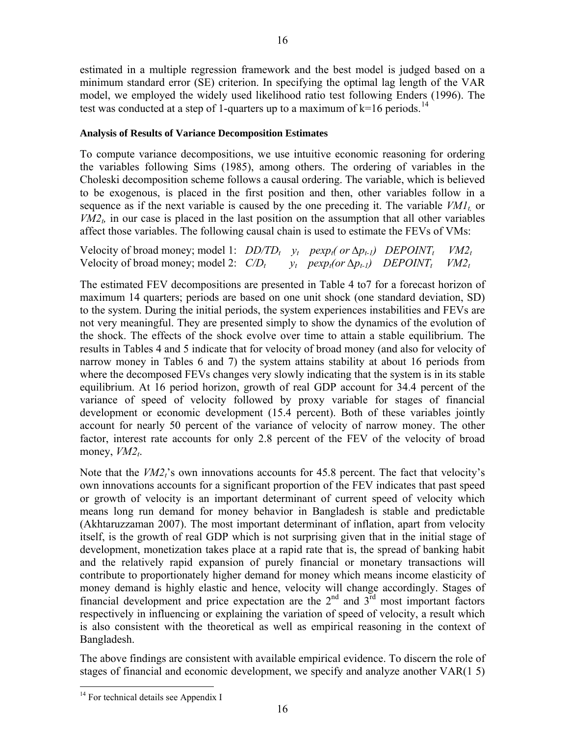estimated in a multiple regression framework and the best model is judged based on a minimum standard error (SE) criterion. In specifying the optimal lag length of the VAR model, we employed the widely used likelihood ratio test following Enders (1996). The test was conducted at a step of 1-quarters up to a maximum of k=16 periods.[14]

#### Analysis of Results of Variance Decomposition Estimates

To compute variance decompositions, we use intuitive economic reasoning for ordering the variables following Sims (1985), among others. The ordering of variables in the Choleski decomposition scheme follows a causal ordering. The variable, which is believed to be exogenous, is placed in the first position and then, other variables follow in a sequence as if the next variable is caused by the one preceding it. The variable $VM1_t$, or $VM2_t$, in our case is placed in the last position on the assumption that all other variables affect those variables. The following causal chain is used to estimate the FEVs of VMs:

Velocity of broad money; model 1: $DD/TD_t \quad y_t \quad pexp_t(\text{ or } \Delta p_{t-1}) \quad DEPOINT_t \quad VM2_t$
Velocity of broad money; model 2: $C/D_t \quad y_t \quad pexp_t(\text{or } \Delta p_{t-1}) \quad DEPOINT_t \quad VM2_t$

The estimated FEV decompositions are presented in Table 4 to7 for a forecast horizon of maximum 14 quarters; periods are based on one unit shock (one standard deviation, SD) to the system. During the initial periods, the system experiences instabilities and FEVs are not very meaningful. They are presented simply to show the dynamics of the evolution of the shock. The effects of the shock evolve over time to attain a stable equilibrium. The results in Tables 4 and 5 indicate that for velocity of broad money (and also for velocity of narrow money in Tables 6 and 7) the system attains stability at about 16 periods from where the decomposed FEVs changes very slowly indicating that the system is in its stable equilibrium. At 16 period horizon, growth of real GDP account for 34.4 percent of the variance of speed of velocity followed by proxy variable for stages of financial development or economic development (15.4 percent). Both of these variables jointly account for nearly 50 percent of the variance of velocity of narrow money. The other factor, interest rate accounts for only 2.8 percent of the FEV of the velocity of broad money, $VM2_t$.

Note that the $VM2_t$'s own innovations accounts for 45.8 percent. The fact that velocity's own innovations accounts for a significant proportion of the FEV indicates that past speed or growth of velocity is an important determinant of current speed of velocity which means long run demand for money behavior in Bangladesh is stable and predictable (Akhtaruzzaman 2007). The most important determinant of inflation, apart from velocity itself, is the growth of real GDP which is not surprising given that in the initial stage of development, monetization takes place at a rapid rate that is, the spread of banking habit and the relatively rapid expansion of purely financial or monetary transactions will contribute to proportionately higher demand for money which means income elasticity of money demand is highly elastic and hence, velocity will change accordingly. Stages of financial development and price expectation are the 2nd and 3rd most important factors respectively in influencing or explaining the variation of speed of velocity, a result which is also consistent with the theoretical as well as empirical reasoning in the context of Bangladesh.

The above findings are consistent with available empirical evidence. To discern the role of stages of financial and economic development, we specify and analyze another VAR(1 5)

[14] For technical details see Appendix I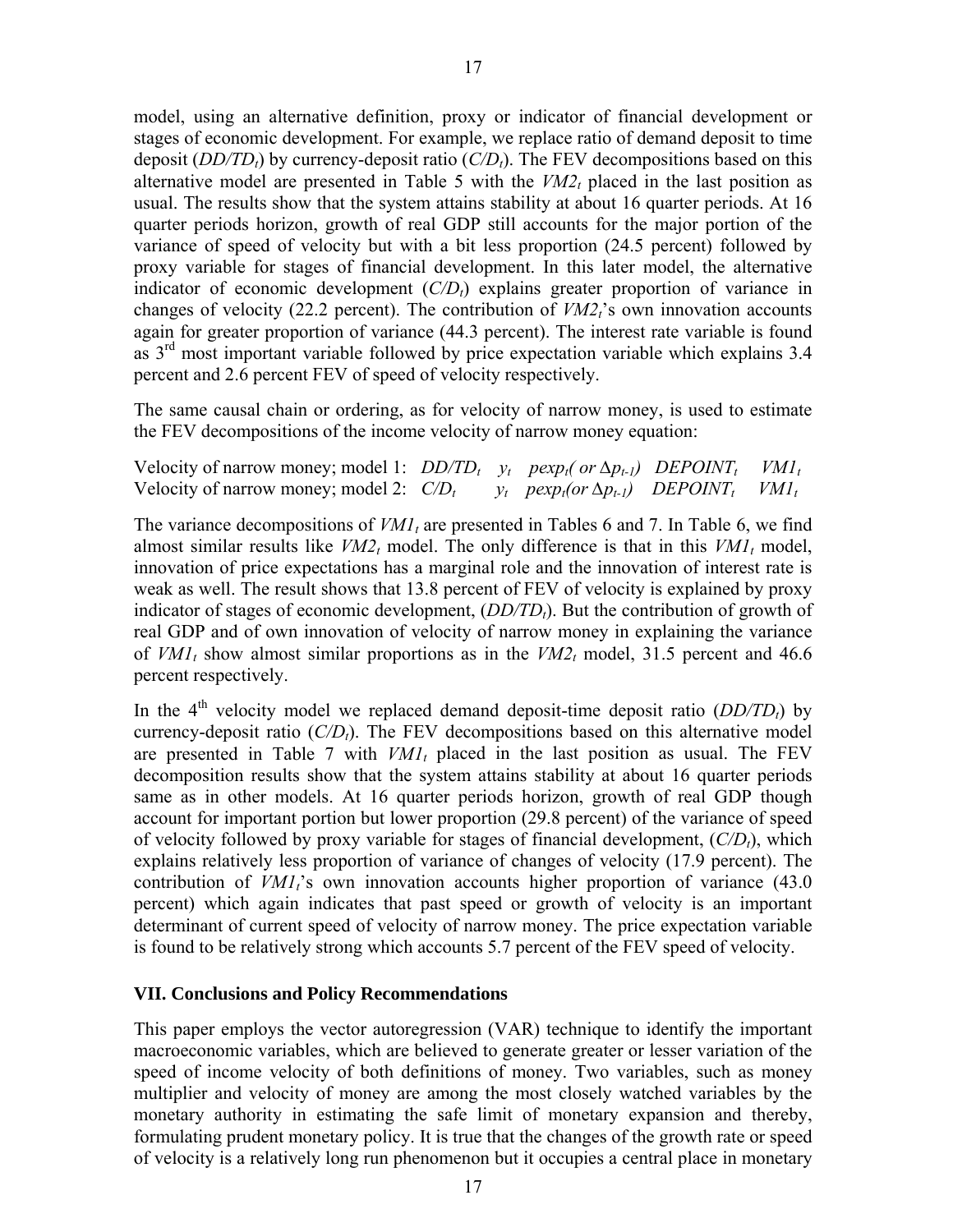model, using an alternative definition, proxy or indicator of financial development or stages of economic development. For example, we replace ratio of demand deposit to time deposit ($DD/TD_t$) by currency-deposit ratio ($C/D_t$). The FEV decompositions based on this alternative model are presented in Table 5 with the $VM2_t$ placed in the last position as usual. The results show that the system attains stability at about 16 quarter periods. At 16 quarter periods horizon, growth of real GDP still accounts for the major portion of the variance of speed of velocity but with a bit less proportion (24.5 percent) followed by proxy variable for stages of financial development. In this later model, the alternative indicator of economic development ($C/D_t$) explains greater proportion of variance in changes of velocity (22.2 percent). The contribution of $VM2_t$'s own innovation accounts again for greater proportion of variance (44.3 percent). The interest rate variable is found as 3rd most important variable followed by price expectation variable which explains 3.4 percent and 2.6 percent FEV of speed of velocity respectively.

The same causal chain or ordering, as for velocity of narrow money, is used to estimate the FEV decompositions of the income velocity of narrow money equation:

Velocity of narrow money; model 1: $DD/TD_t \quad y_t \quad pexp_t(\text{ or } \Delta p_{t-1}) \quad DEPOINT_t \quad VM1_t$
Velocity of narrow money; model 2: $C/D_t \quad y_t \quad pexp_t(\text{or } \Delta p_{t-1}) \quad DEPOINT_t \quad VM1_t$

The variance decompositions of $VM1_t$ are presented in Tables 6 and 7. In Table 6, we find almost similar results like $VM2_t$ model. The only difference is that in this $VM1_t$ model, innovation of price expectations has a marginal role and the innovation of interest rate is weak as well. The result shows that 13.8 percent of FEV of velocity is explained by proxy indicator of stages of economic development, ($DD/TD_t$). But the contribution of growth of real GDP and of own innovation of velocity of narrow money in explaining the variance of $VM1_t$ show almost similar proportions as in the $VM2_t$ model, 31.5 percent and 46.6 percent respectively.

In the 4th velocity model we replaced demand deposit-time deposit ratio ($DD/TD_t$) by currency-deposit ratio ($C/D_t$). The FEV decompositions based on this alternative model are presented in Table 7 with $VM1_t$ placed in the last position as usual. The FEV decomposition results show that the system attains stability at about 16 quarter periods same as in other models. At 16 quarter periods horizon, growth of real GDP though account for important portion but lower proportion (29.8 percent) of the variance of speed of velocity followed by proxy variable for stages of financial development, ($C/D_t$), which explains relatively less proportion of variance of changes of velocity (17.9 percent). The contribution of $VM1_t$'s own innovation accounts higher proportion of variance (43.0 percent) which again indicates that past speed or growth of velocity is an important determinant of current speed of velocity of narrow money. The price expectation variable is found to be relatively strong which accounts 5.7 percent of the FEV speed of velocity.

## VII. Conclusions and Policy Recommendations

This paper employs the vector autoregression (VAR) technique to identify the important macroeconomic variables, which are believed to generate greater or lesser variation of the speed of income velocity of both definitions of money. Two variables, such as money multiplier and velocity of money are among the most closely watched variables by the monetary authority in estimating the safe limit of monetary expansion and thereby, formulating prudent monetary policy. It is true that the changes of the growth rate or speed of velocity is a relatively long run phenomenon but it occupies a central place in monetary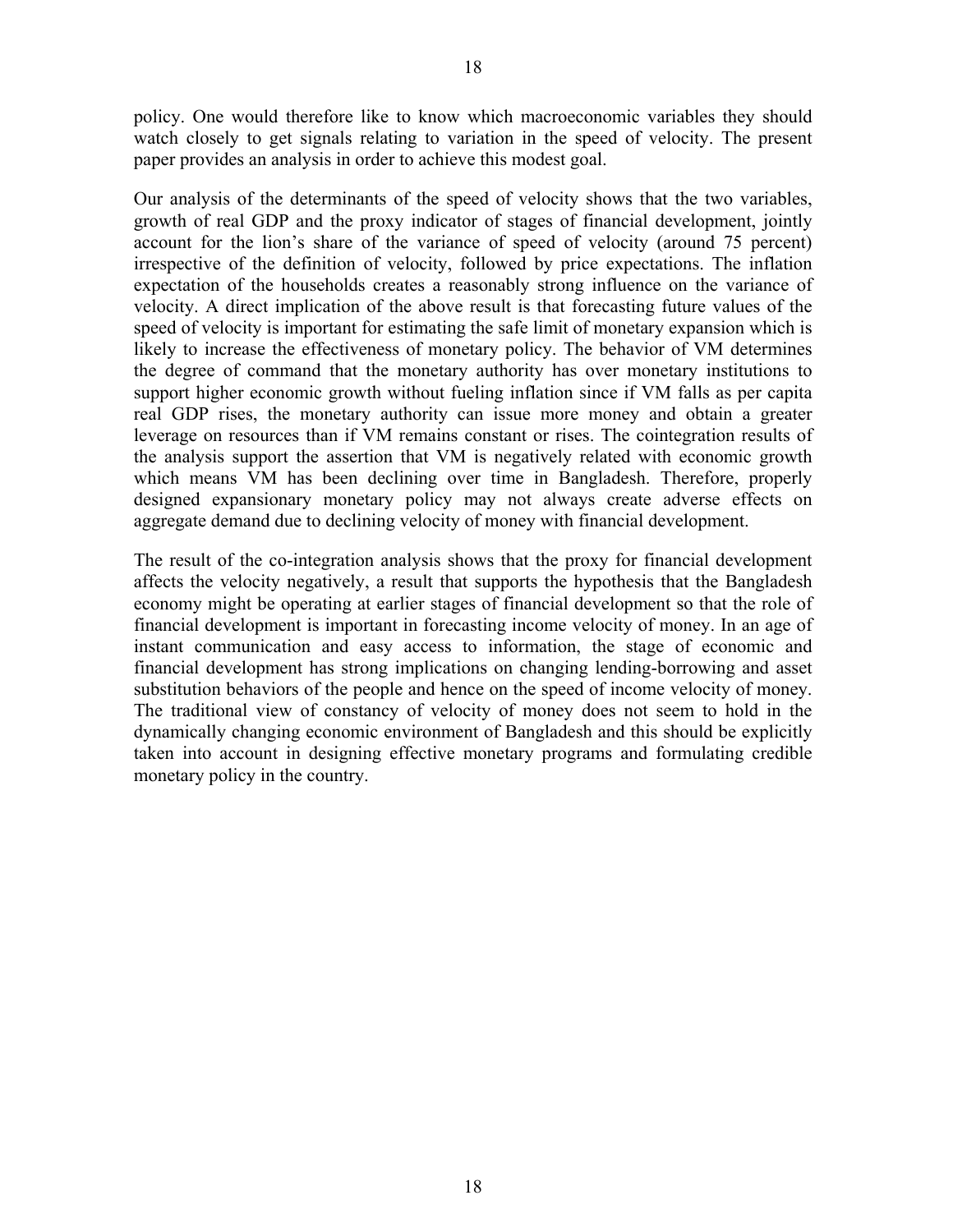policy. One would therefore like to know which macroeconomic variables they should watch closely to get signals relating to variation in the speed of velocity. The present paper provides an analysis in order to achieve this modest goal.

Our analysis of the determinants of the speed of velocity shows that the two variables, growth of real GDP and the proxy indicator of stages of financial development, jointly account for the lion's share of the variance of speed of velocity (around 75 percent) irrespective of the definition of velocity, followed by price expectations. The inflation expectation of the households creates a reasonably strong influence on the variance of velocity. A direct implication of the above result is that forecasting future values of the speed of velocity is important for estimating the safe limit of monetary expansion which is likely to increase the effectiveness of monetary policy. The behavior of VM determines the degree of command that the monetary authority has over monetary institutions to support higher economic growth without fueling inflation since if VM falls as per capita real GDP rises, the monetary authority can issue more money and obtain a greater leverage on resources than if VM remains constant or rises. The cointegration results of the analysis support the assertion that VM is negatively related with economic growth which means VM has been declining over time in Bangladesh. Therefore, properly designed expansionary monetary policy may not always create adverse effects on aggregate demand due to declining velocity of money with financial development.

The result of the co-integration analysis shows that the proxy for financial development affects the velocity negatively, a result that supports the hypothesis that the Bangladesh economy might be operating at earlier stages of financial development so that the role of financial development is important in forecasting income velocity of money. In an age of instant communication and easy access to information, the stage of economic and financial development has strong implications on changing lending-borrowing and asset substitution behaviors of the people and hence on the speed of income velocity of money. The traditional view of constancy of velocity of money does not seem to hold in the dynamically changing economic environment of Bangladesh and this should be explicitly taken into account in designing effective monetary programs and formulating credible monetary policy in the country.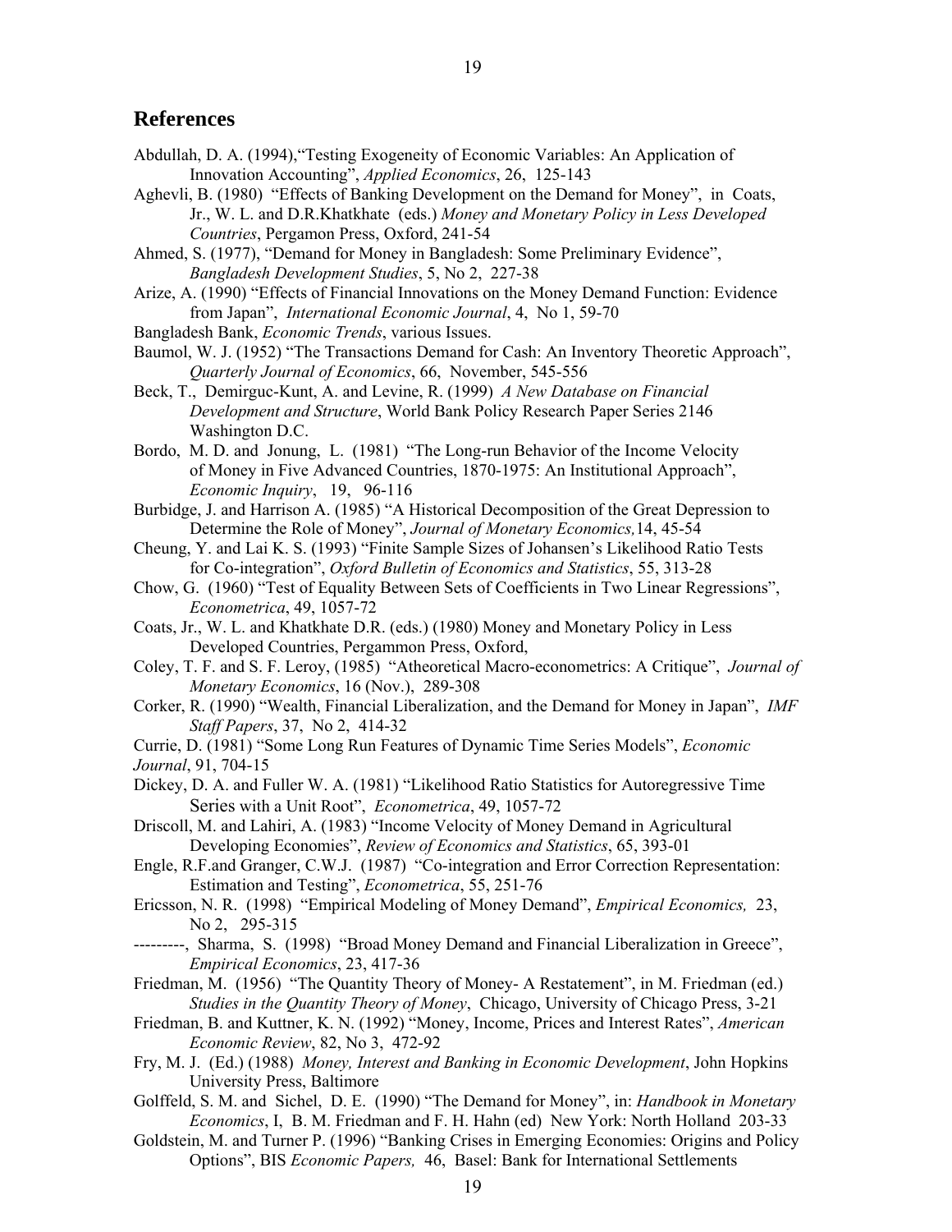## References

Abdullah, D. A. (1994),"Testing Exogeneity of Economic Variables: An Application of Innovation Accounting", *Applied Economics*, 26, 125-143

Aghevli, B. (1980) "Effects of Banking Development on the Demand for Money", in Coats, Jr., W. L. and D.R.Khatkhate (eds.) *Money and Monetary Policy in Less Developed Countries*, Pergamon Press, Oxford, 241-54

Ahmed, S. (1977), "Demand for Money in Bangladesh: Some Preliminary Evidence", *Bangladesh Development Studies*, 5, No 2, 227-38

Arize, A. (1990) "Effects of Financial Innovations on the Money Demand Function: Evidence from Japan", *International Economic Journal*, 4, No 1, 59-70

Bangladesh Bank, *Economic Trends*, various Issues.

Baumol, W. J. (1952) "The Transactions Demand for Cash: An Inventory Theoretic Approach", *Quarterly Journal of Economics*, 66, November, 545-556

Beck, T., Demirguc-Kunt, A. and Levine, R. (1999) *A New Database on Financial Development and Structure*, World Bank Policy Research Paper Series 2146 Washington D.C.

Bordo, M. D. and Jonung, L. (1981) "The Long-run Behavior of the Income Velocity of Money in Five Advanced Countries, 1870-1975: An Institutional Approach", *Economic Inquiry*, 19, 96-116

Burbidge, J. and Harrison A. (1985) "A Historical Decomposition of the Great Depression to Determine the Role of Money", *Journal of Monetary Economics,*14, 45-54

Cheung, Y. and Lai K. S. (1993) "Finite Sample Sizes of Johansen's Likelihood Ratio Tests for Co-integration", *Oxford Bulletin of Economics and Statistics*, 55, 313-28

Chow, G. (1960) "Test of Equality Between Sets of Coefficients in Two Linear Regressions", *Econometrica*, 49, 1057-72

Coats, Jr., W. L. and Khatkhate D.R. (eds.) (1980) Money and Monetary Policy in Less Developed Countries, Pergammon Press, Oxford,

Coley, T. F. and S. F. Leroy, (1985) "Atheoretical Macro-econometrics: A Critique", *Journal of Monetary Economics*, 16 (Nov.), 289-308

Corker, R. (1990) "Wealth, Financial Liberalization, and the Demand for Money in Japan", *IMF Staff Papers*, 37, No 2, 414-32

Currie, D. (1981) "Some Long Run Features of Dynamic Time Series Models", *Economic Journal*, 91, 704-15

Dickey, D. A. and Fuller W. A. (1981) "Likelihood Ratio Statistics for Autoregressive Time Series with a Unit Root", *Econometrica*, 49, 1057-72

Driscoll, M. and Lahiri, A. (1983) "Income Velocity of Money Demand in Agricultural Developing Economies", *Review of Economics and Statistics*, 65, 393-01

Engle, R.F.and Granger, C.W.J. (1987) "Co-integration and Error Correction Representation: Estimation and Testing", *Econometrica*, 55, 251-76

Ericsson, N. R. (1998) "Empirical Modeling of Money Demand", *Empirical Economics,* 23, No 2, 295-315

---------, Sharma, S. (1998) "Broad Money Demand and Financial Liberalization in Greece", *Empirical Economics*, 23, 417-36

Friedman, M. (1956) "The Quantity Theory of Money- A Restatement", in M. Friedman (ed.) *Studies in the Quantity Theory of Money*, Chicago, University of Chicago Press, 3-21

Friedman, B. and Kuttner, K. N. (1992) "Money, Income, Prices and Interest Rates", *American Economic Review*, 82, No 3, 472-92

Fry, M. J. (Ed.) (1988) *Money, Interest and Banking in Economic Development*, John Hopkins University Press, Baltimore

Golffeld, S. M. and Sichel, D. E. (1990) "The Demand for Money", in: *Handbook in Monetary Economics*, I, B. M. Friedman and F. H. Hahn (ed) New York: North Holland 203-33

Goldstein, M. and Turner P. (1996) "Banking Crises in Emerging Economies: Origins and Policy Options", BIS *Economic Papers,* 46, Basel: Bank for International Settlements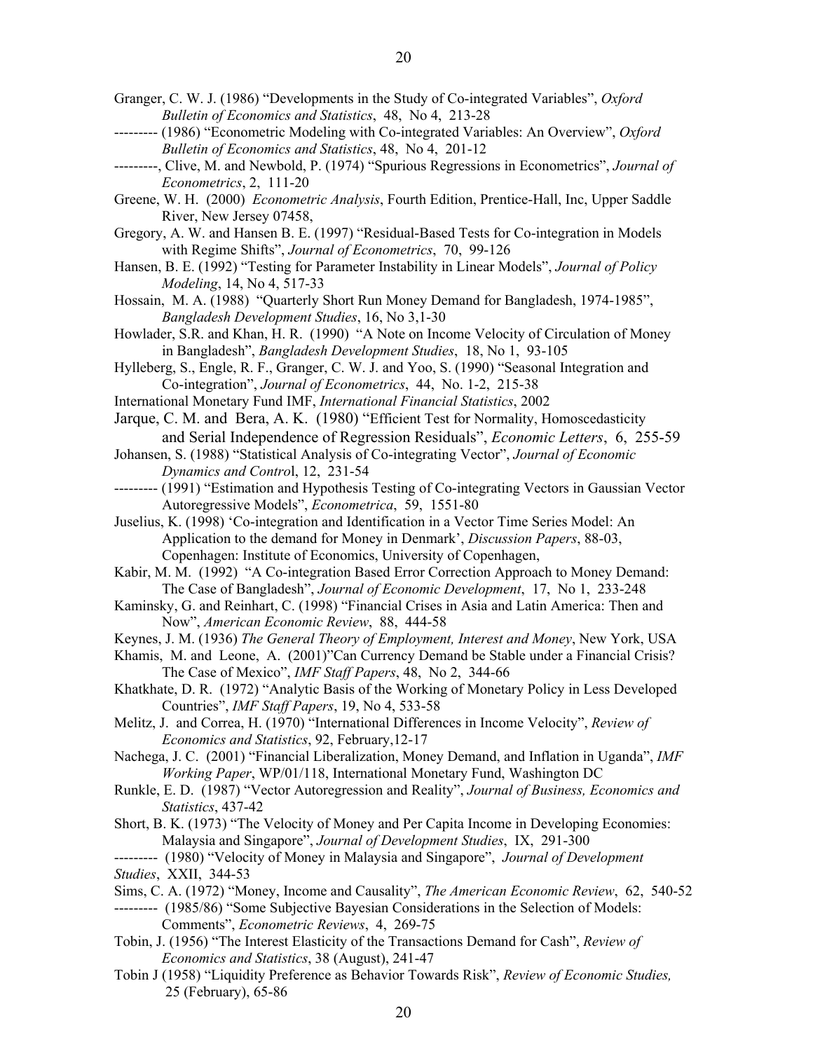Granger, C. W. J. (1986) "Developments in the Study of Co-integrated Variables", *Oxford Bulletin of Economics and Statistics*, 48, No 4, 213-28

--------- (1986) "Econometric Modeling with Co-integrated Variables: An Overview", *Oxford Bulletin of Economics and Statistics*, 48, No 4, 201-12

---------, Clive, M. and Newbold, P. (1974) "Spurious Regressions in Econometrics", *Journal of Econometrics*, 2, 111-20

Greene, W. H. (2000) *Econometric Analysis*, Fourth Edition, Prentice-Hall, Inc, Upper Saddle River, New Jersey 07458,

Gregory, A. W. and Hansen B. E. (1997) "Residual-Based Tests for Co-integration in Models with Regime Shifts", *Journal of Econometrics*, 70, 99-126

Hansen, B. E. (1992) "Testing for Parameter Instability in Linear Models", *Journal of Policy Modeling*, 14, No 4, 517-33

Hossain, M. A. (1988) "Quarterly Short Run Money Demand for Bangladesh, 1974-1985", *Bangladesh Development Studies*, 16, No 3,1-30

Howlader, S.R. and Khan, H. R. (1990) "A Note on Income Velocity of Circulation of Money in Bangladesh", *Bangladesh Development Studies*, 18, No 1, 93-105

Hylleberg, S., Engle, R. F., Granger, C. W. J. and Yoo, S. (1990) "Seasonal Integration and Co-integration", *Journal of Econometrics*, 44, No. 1-2, 215-38

International Monetary Fund IMF, *International Financial Statistics*, 2002

Jarque, C. M. and Bera, A. K. (1980) "Efficient Test for Normality, Homoscedasticity and Serial Independence of Regression Residuals", *Economic Letters*, 6, 255-59

Johansen, S. (1988) "Statistical Analysis of Co-integrating Vector", *Journal of Economic Dynamics and Control*, 12, 231-54

--------- (1991) "Estimation and Hypothesis Testing of Co-integrating Vectors in Gaussian Vector Autoregressive Models", *Econometrica*, 59, 1551-80

Juselius, K. (1998) 'Co-integration and Identification in a Vector Time Series Model: An Application to the demand for Money in Denmark', *Discussion Papers*, 88-03, Copenhagen: Institute of Economics, University of Copenhagen,

Kabir, M. M. (1992) "A Co-integration Based Error Correction Approach to Money Demand: The Case of Bangladesh", *Journal of Economic Development*, 17, No 1, 233-248

Kaminsky, G. and Reinhart, C. (1998) "Financial Crises in Asia and Latin America: Then and Now", *American Economic Review*, 88, 444-58

Keynes, J. M. (1936) *The General Theory of Employment, Interest and Money*, New York, USA

Khamis, M. and Leone, A. (2001)"Can Currency Demand be Stable under a Financial Crisis? The Case of Mexico", *IMF Staff Papers*, 48, No 2, 344-66

Khatkhate, D. R. (1972) "Analytic Basis of the Working of Monetary Policy in Less Developed Countries", *IMF Staff Papers*, 19, No 4, 533-58

Melitz, J. and Correa, H. (1970) "International Differences in Income Velocity", *Review of Economics and Statistics*, 92, February,12-17

Nachega, J. C. (2001) "Financial Liberalization, Money Demand, and Inflation in Uganda", *IMF Working Paper*, WP/01/118, International Monetary Fund, Washington DC

Runkle, E. D. (1987) "Vector Autoregression and Reality", *Journal of Business, Economics and Statistics*, 437-42

Short, B. K. (1973) "The Velocity of Money and Per Capita Income in Developing Economies: Malaysia and Singapore", *Journal of Development Studies*, IX, 291-300

--------- (1980) "Velocity of Money in Malaysia and Singapore", *Journal of Development Studies*, XXII, 344-53

Sims, C. A. (1972) "Money, Income and Causality", *The American Economic Review*, 62, 540-52

--------- (1985/86) "Some Subjective Bayesian Considerations in the Selection of Models: Comments", *Econometric Reviews*, 4, 269-75

Tobin, J. (1956) "The Interest Elasticity of the Transactions Demand for Cash", *Review of Economics and Statistics*, 38 (August), 241-47

Tobin J (1958) "Liquidity Preference as Behavior Towards Risk", *Review of Economic Studies,* 25 (February), 65-86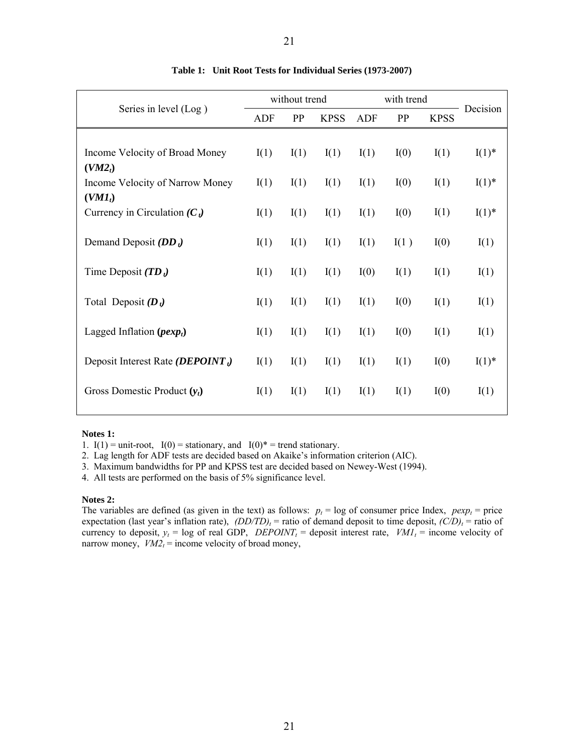**Table 1: Unit Root Tests for Individual Series (1973-2007)**

| Series in level (Log ) | without trend | | | with trend | | | Decision |
|---|---|---|---|---|---|---|---|
| | ADF | PP | KPSS | ADF | PP | KPSS | |
| Income Velocity of Broad Money (***$VM2_t$***) | I(1) | I(1) | I(1) | I(1) | I(0) | I(1) | I(1)* |
| Income Velocity of Narrow Money (***$VM1_t$***) | I(1) | I(1) | I(1) | I(1) | I(0) | I(1) | I(1)* |
| Currency in Circulation ***($C_t$)*** | I(1) | I(1) | I(1) | I(1) | I(0) | I(1) | I(1)* |
| Demand Deposit ***($DD_t$)*** | I(1) | I(1) | I(1) | I(1) | I(1 ) | I(0) | I(1) |
| Time Deposit ***($TD_t$)*** | I(1) | I(1) | I(1) | I(0) | I(1) | I(1) | I(1) |
| Total Deposit ***($D_t$)*** | I(1) | I(1) | I(1) | I(1) | I(0) | I(1) | I(1) |
| Lagged Inflation (***$pexp_t$***) | I(1) | I(1) | I(1) | I(1) | I(0) | I(1) | I(1) |
| Deposit Interest Rate ***($DEPOINT_t$)*** | I(1) | I(1) | I(1) | I(1) | I(1) | I(0) | I(1)* |
| Gross Domestic Product (***$y_t$***) | I(1) | I(1) | I(1) | I(1) | I(1) | I(0) | I(1) |

**Notes 1:**

1. I(1) = unit-root, I(0) = stationary, and I(0)* = trend stationary.
2. Lag length for ADF tests are decided based on Akaike's information criterion (AIC).
3. Maximum bandwidths for PP and KPSS test are decided based on Newey-West (1994).
4. All tests are performed on the basis of 5% significance level.

**Notes 2:**

The variables are defined (as given in the text) as follows: $p_t$ = log of consumer price Index, $pexp_t$ = price expectation (last year's inflation rate), $(DD/TD)_t$ = ratio of demand deposit to time deposit, $(C/D)_t$ = ratio of currency to deposit, $y_t$ = log of real GDP, $DEPOINT_t$ = deposit interest rate, $VM1_t$ = income velocity of narrow money, $VM2_t$ = income velocity of broad money,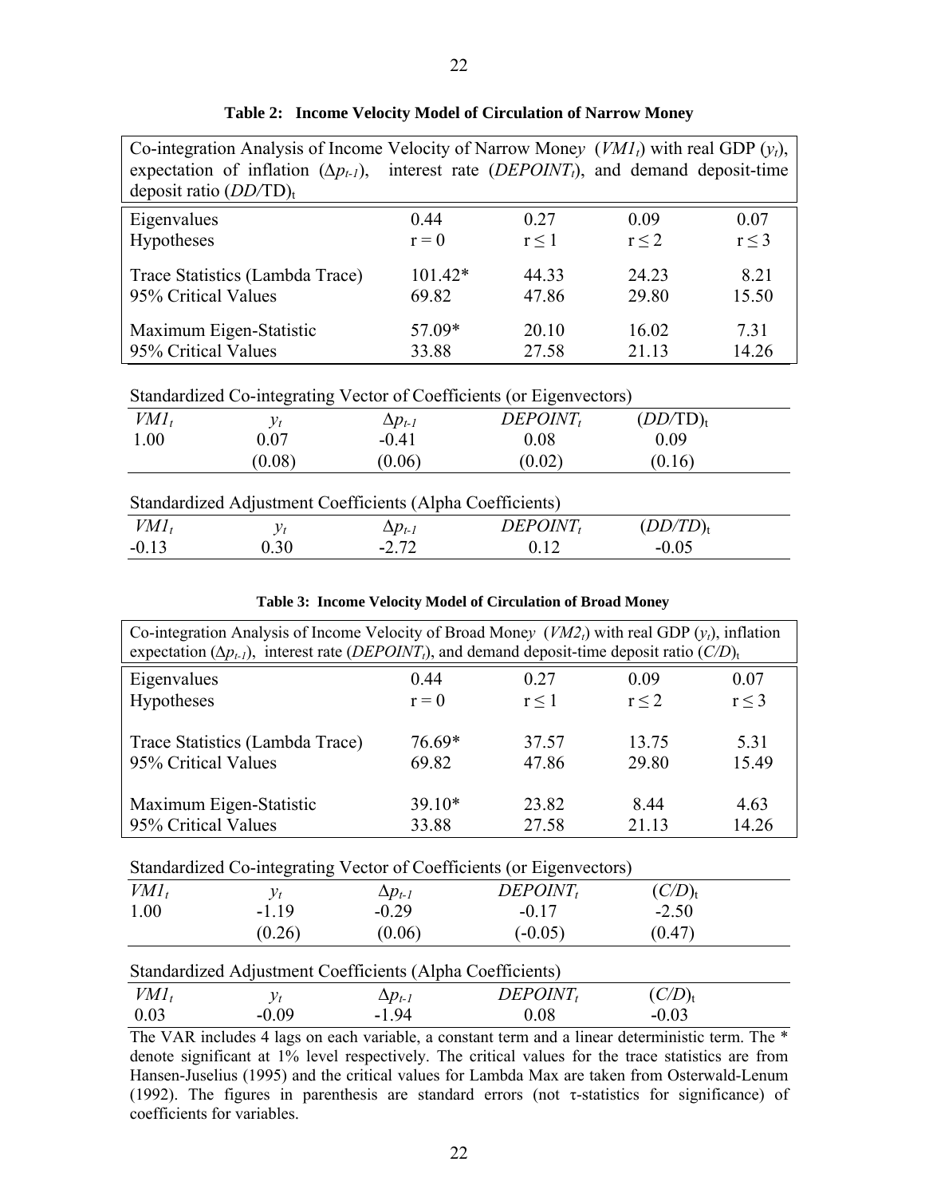**Table 2: Income Velocity Model of Circulation of Narrow Money**

Co-integration Analysis of Income Velocity of Narrow Money ($VM1_t$) with real GDP ($y_t$), expectation of inflation ($\Delta p_{t-1}$), interest rate ($DEPOINT_t$), and demand deposit-time deposit ratio $(DD/TD)_t$

| | | | | |
|---|---|---|---|---|
| Eigenvalues | 0.44 | 0.27 | 0.09 | 0.07 |
| Hypotheses | r = 0 | r ≤ 1 | r ≤ 2 | r ≤ 3 |
| Trace Statistics (Lambda Trace) | 101.42* | 44.33 | 24.23 | 8.21 |
| 95% Critical Values | 69.82 | 47.86 | 29.80 | 15.50 |
| Maximum Eigen-Statistic | 57.09* | 20.10 | 16.02 | 7.31 |
| 95% Critical Values | 33.88 | 27.58 | 21.13 | 14.26 |

Standardized Co-integrating Vector of Coefficients (or Eigenvectors)

| $VM1_t$ | $y_t$ | $\Delta p_{t-1}$ | $DEPOINT_t$ | $(DD/TD)_t$ |
|---|---|---|---|---|
| 1.00 | 0.07 | -0.41 | 0.08 | 0.09 |
| | (0.08) | (0.06) | (0.02) | (0.16) |

Standardized Adjustment Coefficients (Alpha Coefficients)

| $VM1_t$ | $y_t$ | $\Delta p_{t-1}$ | $DEPOINT_t$ | $(DD/TD)_t$ |
|---|---|---|---|---|
| -0.13 | 0.30 | -2.72 | 0.12 | -0.05 |

**Table 3: Income Velocity Model of Circulation of Broad Money**

Co-integration Analysis of Income Velocity of Broad Money ($VM2_t$) with real GDP ($y_t$), inflation expectation ($\Delta p_{t-1}$), interest rate ($DEPOINT_t$), and demand deposit-time deposit ratio $(C/D)_t$

| | | | | |
|---|---|---|---|---|
| Eigenvalues | 0.44 | 0.27 | 0.09 | 0.07 |
| Hypotheses | r = 0 | r ≤ 1 | r ≤ 2 | r ≤ 3 |
| Trace Statistics (Lambda Trace) | 76.69* | 37.57 | 13.75 | 5.31 |
| 95% Critical Values | 69.82 | 47.86 | 29.80 | 15.49 |
| Maximum Eigen-Statistic | 39.10* | 23.82 | 8.44 | 4.63 |
| 95% Critical Values | 33.88 | 27.58 | 21.13 | 14.26 |

Standardized Co-integrating Vector of Coefficients (or Eigenvectors)

| $VM1_t$ | $y_t$ | $\Delta p_{t-1}$ | $DEPOINT_t$ | $(C/D)_t$ |
|---|---|---|---|---|
| 1.00 | -1.19 | -0.29 | -0.17 | -2.50 |
| | (0.26) | (0.06) | (-0.05) | (0.47) |

Standardized Adjustment Coefficients (Alpha Coefficients)

| $VM1_t$ | $y_t$ | $\Delta p_{t-1}$ | $DEPOINT_t$ | $(C/D)_t$ |
|---|---|---|---|---|
| 0.03 | -0.09 | -1.94 | 0.08 | -0.03 |

The VAR includes 4 lags on each variable, a constant term and a linear deterministic term. The * denote significant at 1% level respectively. The critical values for the trace statistics are from Hansen-Juselius (1995) and the critical values for Lambda Max are taken from Osterwald-Lenum (1992). The figures in parenthesis are standard errors (not τ-statistics for significance) of coefficients for variables.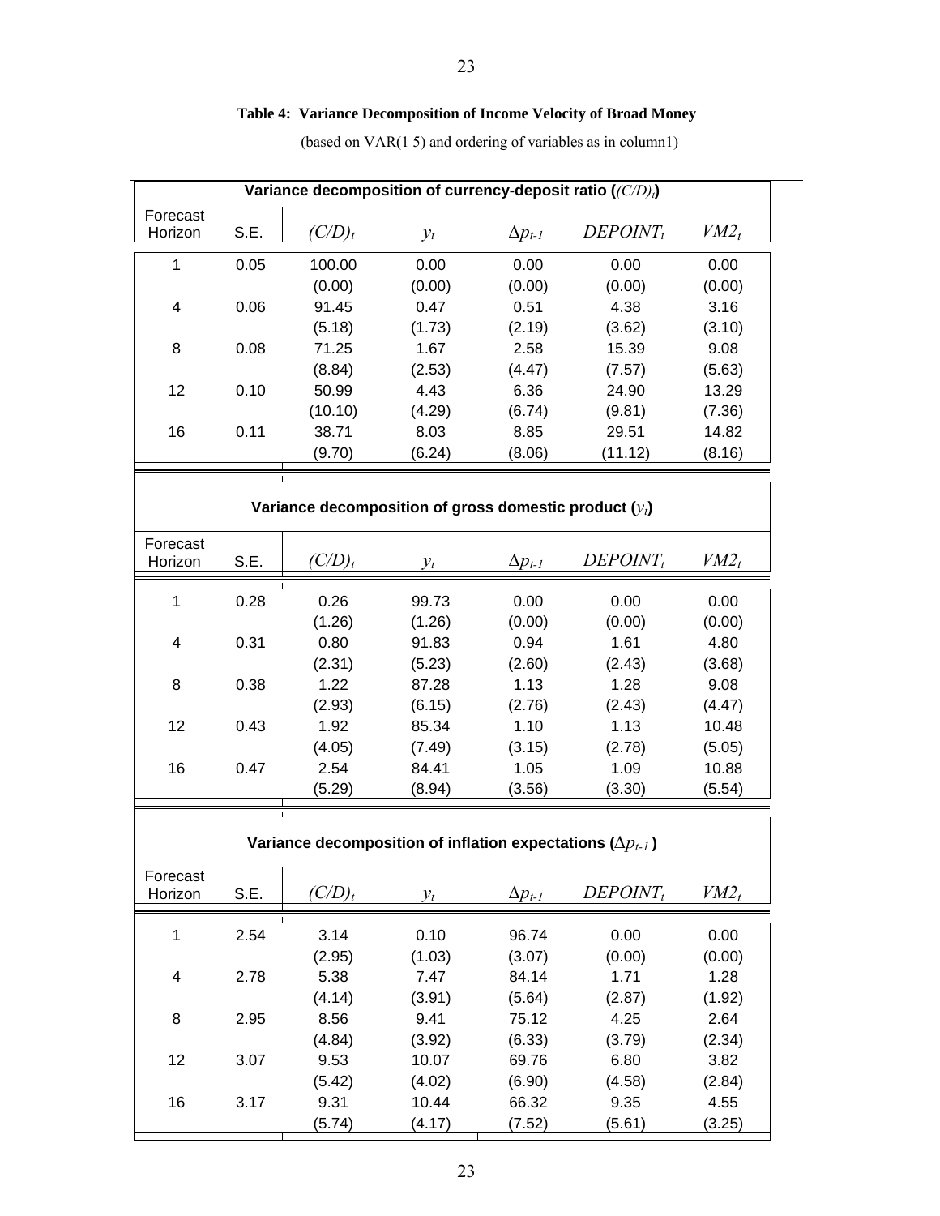**Table 4: Variance Decomposition of Income Velocity of Broad Money**

(based on VAR(1 5) and ordering of variables as in column1)

| Variance decomposition of currency-deposit ratio ($(C/D)_t$) | | | | | | |
|---|---|---|---|---|---|---|
| Forecast Horizon | S.E. | $(C/D)_t$ | $y_t$ | $\Delta p_{t-1}$ | $DEPOINT_t$ | $VM2_t$ |
| 1 | 0.05 | 100.00 | 0.00 | 0.00 | 0.00 | 0.00 |
| | | (0.00) | (0.00) | (0.00) | (0.00) | (0.00) |
| 4 | 0.06 | 91.45 | 0.47 | 0.51 | 4.38 | 3.16 |
| | | (5.18) | (1.73) | (2.19) | (3.62) | (3.10) |
| 8 | 0.08 | 71.25 | 1.67 | 2.58 | 15.39 | 9.08 |
| | | (8.84) | (2.53) | (4.47) | (7.57) | (5.63) |
| 12 | 0.10 | 50.99 | 4.43 | 6.36 | 24.90 | 13.29 |
| | | (10.10) | (4.29) | (6.74) | (9.81) | (7.36) |
| 16 | 0.11 | 38.71 | 8.03 | 8.85 | 29.51 | 14.82 |
| | | (9.70) | (6.24) | (8.06) | (11.12) | (8.16) |

| Variance decomposition of gross domestic product ($y_t$) | | | | | | |
|---|---|---|---|---|---|---|
| Forecast Horizon | S.E. | $(C/D)_t$ | $y_t$ | $\Delta p_{t-1}$ | $DEPOINT_t$ | $VM2_t$ |
| 1 | 0.28 | 0.26 | 99.73 | 0.00 | 0.00 | 0.00 |
| | | (1.26) | (1.26) | (0.00) | (0.00) | (0.00) |
| 4 | 0.31 | 0.80 | 91.83 | 0.94 | 1.61 | 4.80 |
| | | (2.31) | (5.23) | (2.60) | (2.43) | (3.68) |
| 8 | 0.38 | 1.22 | 87.28 | 1.13 | 1.28 | 9.08 |
| | | (2.93) | (6.15) | (2.76) | (2.43) | (4.47) |
| 12 | 0.43 | 1.92 | 85.34 | 1.10 | 1.13 | 10.48 |
| | | (4.05) | (7.49) | (3.15) | (2.78) | (5.05) |
| 16 | 0.47 | 2.54 | 84.41 | 1.05 | 1.09 | 10.88 |
| | | (5.29) | (8.94) | (3.56) | (3.30) | (5.54) |

| Variance decomposition of inflation expectations ($\Delta p_{t-1}$) | | | | | | |
|---|---|---|---|---|---|---|
| Forecast Horizon | S.E. | $(C/D)_t$ | $y_t$ | $\Delta p_{t-1}$ | $DEPOINT_t$ | $VM2_t$ |
| 1 | 2.54 | 3.14 | 0.10 | 96.74 | 0.00 | 0.00 |
| | | (2.95) | (1.03) | (3.07) | (0.00) | (0.00) |
| 4 | 2.78 | 5.38 | 7.47 | 84.14 | 1.71 | 1.28 |
| | | (4.14) | (3.91) | (5.64) | (2.87) | (1.92) |
| 8 | 2.95 | 8.56 | 9.41 | 75.12 | 4.25 | 2.64 |
| | | (4.84) | (3.92) | (6.33) | (3.79) | (2.34) |
| 12 | 3.07 | 9.53 | 10.07 | 69.76 | 6.80 | 3.82 |
| | | (5.42) | (4.02) | (6.90) | (4.58) | (2.84) |
| 16 | 3.17 | 9.31 | 10.44 | 66.32 | 9.35 | 4.55 |
| | | (5.74) | (4.17) | (7.52) | (5.61) | (3.25) |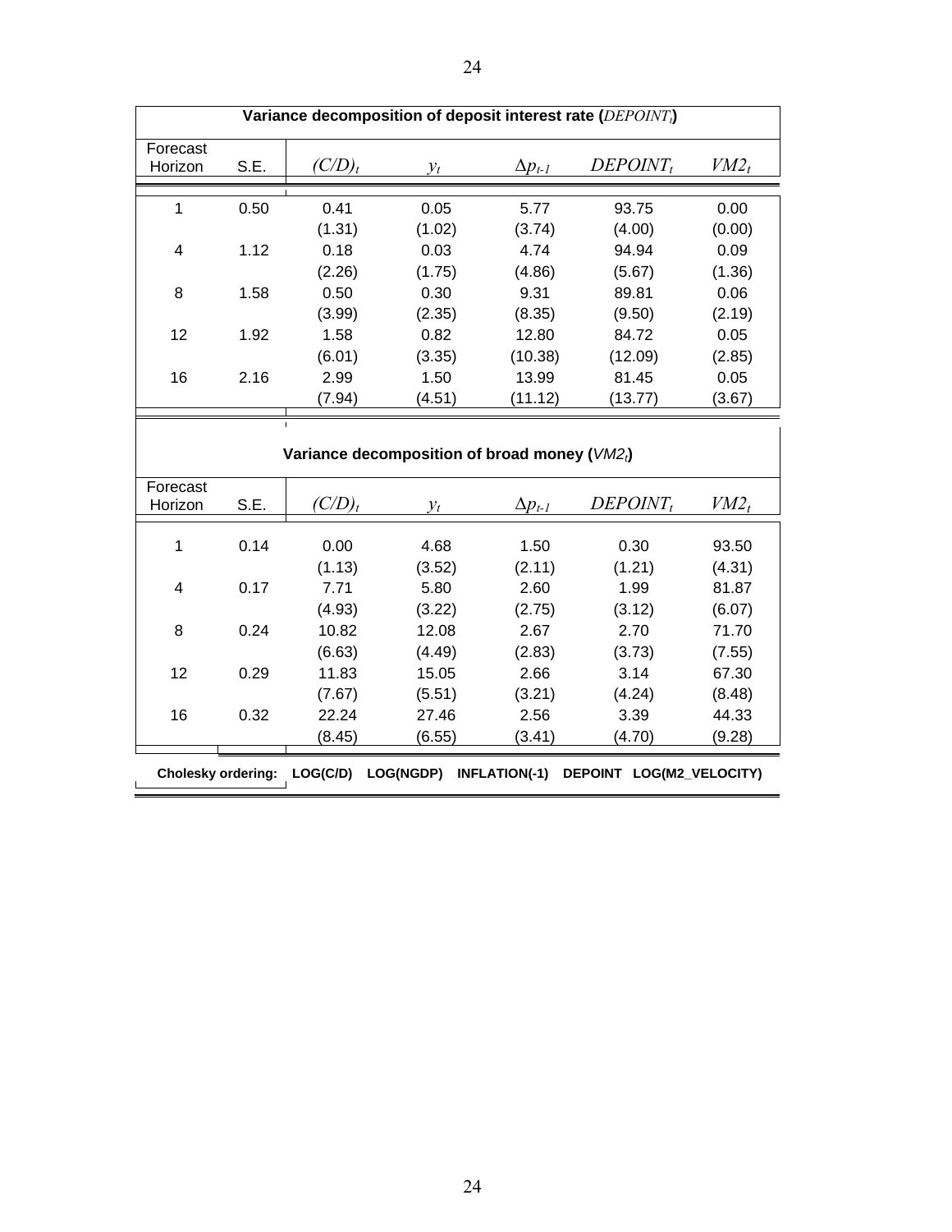**Variance decomposition of deposit interest rate (*DEPOINT$_t$*)**

| Forecast Horizon | S.E. | $(C/D)_t$ | $y_t$ | $\Delta p_{t-1}$ | $DEPOINT_t$ | $VM2_t$ |
|---|---|---|---|---|---|---|
| 1 | 0.50 | 0.41 | 0.05 | 5.77 | 93.75 | 0.00 |
| | | (1.31) | (1.02) | (3.74) | (4.00) | (0.00) |
| 4 | 1.12 | 0.18 | 0.03 | 4.74 | 94.94 | 0.09 |
| | | (2.26) | (1.75) | (4.86) | (5.67) | (1.36) |
| 8 | 1.58 | 0.50 | 0.30 | 9.31 | 89.81 | 0.06 |
| | | (3.99) | (2.35) | (8.35) | (9.50) | (2.19) |
| 12 | 1.92 | 1.58 | 0.82 | 12.80 | 84.72 | 0.05 |
| | | (6.01) | (3.35) | (10.38) | (12.09) | (2.85) |
| 16 | 2.16 | 2.99 | 1.50 | 13.99 | 81.45 | 0.05 |
| | | (7.94) | (4.51) | (11.12) | (13.77) | (3.67) |

**Variance decomposition of broad money (*VM2$_t$*)**

| Forecast Horizon | S.E. | $(C/D)_t$ | $y_t$ | $\Delta p_{t-1}$ | $DEPOINT_t$ | $VM2_t$ |
|---|---|---|---|---|---|---|
| 1 | 0.14 | 0.00 | 4.68 | 1.50 | 0.30 | 93.50 |
| | | (1.13) | (3.52) | (2.11) | (1.21) | (4.31) |
| 4 | 0.17 | 7.71 | 5.80 | 2.60 | 1.99 | 81.87 |
| | | (4.93) | (3.22) | (2.75) | (3.12) | (6.07) |
| 8 | 0.24 | 10.82 | 12.08 | 2.67 | 2.70 | 71.70 |
| | | (6.63) | (4.49) | (2.83) | (3.73) | (7.55) |
| 12 | 0.29 | 11.83 | 15.05 | 2.66 | 3.14 | 67.30 |
| | | (7.67) | (5.51) | (3.21) | (4.24) | (8.48) |
| 16 | 0.32 | 22.24 | 27.46 | 2.56 | 3.39 | 44.33 |
| | | (8.45) | (6.55) | (3.41) | (4.70) | (9.28) |

**Cholesky ordering: LOG(C/D) LOG(NGDP) INFLATION(-1) DEPOINT LOG(M2_VELOCITY)**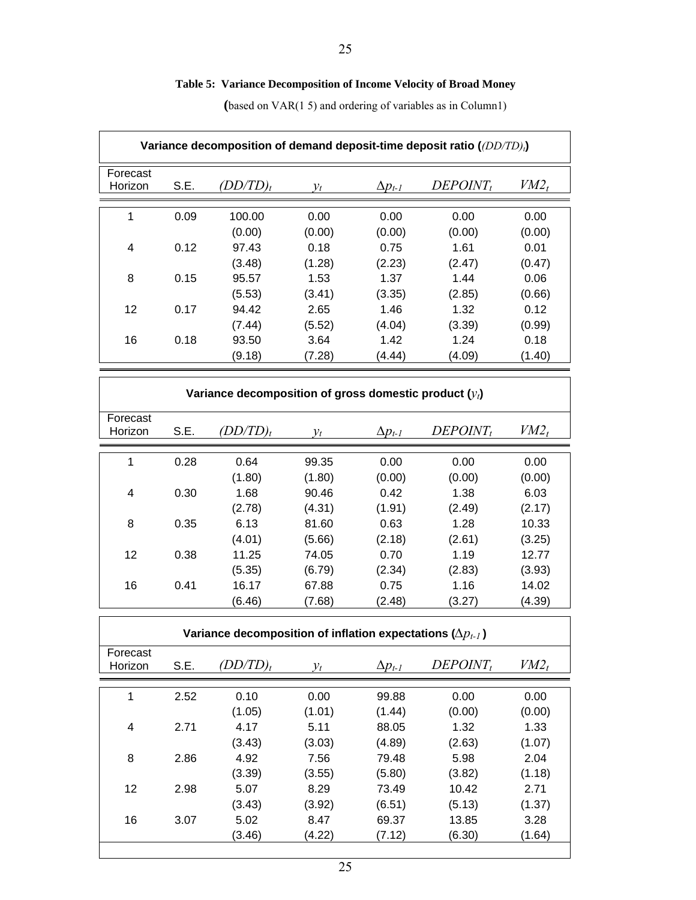**Table 5: Variance Decomposition of Income Velocity of Broad Money**

**(**based on VAR(1 5) and ordering of variables as in Column1)

**Variance decomposition of demand deposit-time deposit ratio ($(DD/TD)_t$)**

| Forecast Horizon | S.E. | $(DD/TD)_t$ | $y_t$ | $\Delta p_{t-1}$ | $DEPOINT_t$ | $VM2_t$ |
|---|---|---|---|---|---|---|
| 1 | 0.09 | 100.00 | 0.00 | 0.00 | 0.00 | 0.00 |
| | | (0.00) | (0.00) | (0.00) | (0.00) | (0.00) |
| 4 | 0.12 | 97.43 | 0.18 | 0.75 | 1.61 | 0.01 |
| | | (3.48) | (1.28) | (2.23) | (2.47) | (0.47) |
| 8 | 0.15 | 95.57 | 1.53 | 1.37 | 1.44 | 0.06 |
| | | (5.53) | (3.41) | (3.35) | (2.85) | (0.66) |
| 12 | 0.17 | 94.42 | 2.65 | 1.46 | 1.32 | 0.12 |
| | | (7.44) | (5.52) | (4.04) | (3.39) | (0.99) |
| 16 | 0.18 | 93.50 | 3.64 | 1.42 | 1.24 | 0.18 |
| | | (9.18) | (7.28) | (4.44) | (4.09) | (1.40) |

**Variance decomposition of gross domestic product ($y_t$)**

| Forecast Horizon | S.E. | $(DD/TD)_t$ | $y_t$ | $\Delta p_{t-1}$ | $DEPOINT_t$ | $VM2_t$ |
|---|---|---|---|---|---|---|
| 1 | 0.28 | 0.64 | 99.35 | 0.00 | 0.00 | 0.00 |
| | | (1.80) | (1.80) | (0.00) | (0.00) | (0.00) |
| 4 | 0.30 | 1.68 | 90.46 | 0.42 | 1.38 | 6.03 |
| | | (2.78) | (4.31) | (1.91) | (2.49) | (2.17) |
| 8 | 0.35 | 6.13 | 81.60 | 0.63 | 1.28 | 10.33 |
| | | (4.01) | (5.66) | (2.18) | (2.61) | (3.25) |
| 12 | 0.38 | 11.25 | 74.05 | 0.70 | 1.19 | 12.77 |
| | | (5.35) | (6.79) | (2.34) | (2.83) | (3.93) |
| 16 | 0.41 | 16.17 | 67.88 | 0.75 | 1.16 | 14.02 |
| | | (6.46) | (7.68) | (2.48) | (3.27) | (4.39) |

**Variance decomposition of inflation expectations ($\Delta p_{t-1}$)**

| Forecast Horizon | S.E. | $(DD/TD)_t$ | $y_t$ | $\Delta p_{t-1}$ | $DEPOINT_t$ | $VM2_t$ |
|---|---|---|---|---|---|---|
| 1 | 2.52 | 0.10 | 0.00 | 99.88 | 0.00 | 0.00 |
| | | (1.05) | (1.01) | (1.44) | (0.00) | (0.00) |
| 4 | 2.71 | 4.17 | 5.11 | 88.05 | 1.32 | 1.33 |
| | | (3.43) | (3.03) | (4.89) | (2.63) | (1.07) |
| 8 | 2.86 | 4.92 | 7.56 | 79.48 | 5.98 | 2.04 |
| | | (3.39) | (3.55) | (5.80) | (3.82) | (1.18) |
| 12 | 2.98 | 5.07 | 8.29 | 73.49 | 10.42 | 2.71 |
| | | (3.43) | (3.92) | (6.51) | (5.13) | (1.37) |
| 16 | 3.07 | 5.02 | 8.47 | 69.37 | 13.85 | 3.28 |
| | | (3.46) | (4.22) | (7.12) | (6.30) | (1.64) |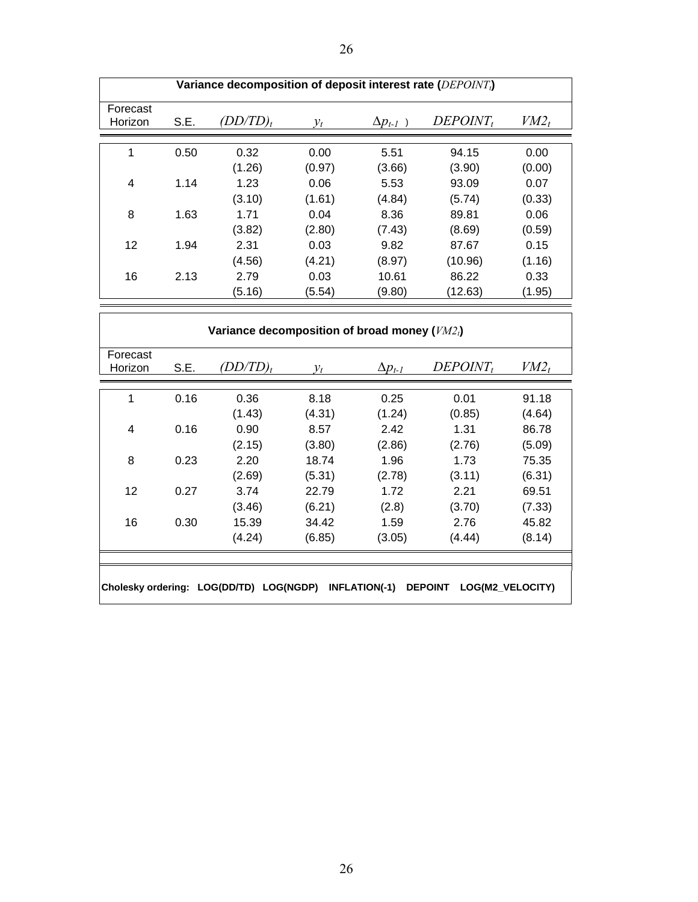**Variance decomposition of deposit interest rate (*DEPOINT*$_t$)**

| Forecast Horizon | S.E. | $(DD/TD)_t$ | $y_t$ | $\Delta p_{t-1}$ | $DEPOINT_t$ | $VM2_t$ |
|---|---|---|---|---|---|---|
| 1 | 0.50 | 0.32 | 0.00 | 5.51 | 94.15 | 0.00 |
| | | (1.26) | (0.97) | (3.66) | (3.90) | (0.00) |
| 4 | 1.14 | 1.23 | 0.06 | 5.53 | 93.09 | 0.07 |
| | | (3.10) | (1.61) | (4.84) | (5.74) | (0.33) |
| 8 | 1.63 | 1.71 | 0.04 | 8.36 | 89.81 | 0.06 |
| | | (3.82) | (2.80) | (7.43) | (8.69) | (0.59) |
| 12 | 1.94 | 2.31 | 0.03 | 9.82 | 87.67 | 0.15 |
| | | (4.56) | (4.21) | (8.97) | (10.96) | (1.16) |
| 16 | 2.13 | 2.79 | 0.03 | 10.61 | 86.22 | 0.33 |
| | | (5.16) | (5.54) | (9.80) | (12.63) | (1.95) |

**Variance decomposition of broad money (*VM2*$_t$)**

| Forecast Horizon | S.E. | $(DD/TD)_t$ | $y_t$ | $\Delta p_{t-1}$ | $DEPOINT_t$ | $VM2_t$ |
|---|---|---|---|---|---|---|
| 1 | 0.16 | 0.36 | 8.18 | 0.25 | 0.01 | 91.18 |
| | | (1.43) | (4.31) | (1.24) | (0.85) | (4.64) |
| 4 | 0.16 | 0.90 | 8.57 | 2.42 | 1.31 | 86.78 |
| | | (2.15) | (3.80) | (2.86) | (2.76) | (5.09) |
| 8 | 0.23 | 2.20 | 18.74 | 1.96 | 1.73 | 75.35 |
| | | (2.69) | (5.31) | (2.78) | (3.11) | (6.31) |
| 12 | 0.27 | 3.74 | 22.79 | 1.72 | 2.21 | 69.51 |
| | | (3.46) | (6.21) | (2.8) | (3.70) | (7.33) |
| 16 | 0.30 | 15.39 | 34.42 | 1.59 | 2.76 | 45.82 |
| | | (4.24) | (6.85) | (3.05) | (4.44) | (8.14) |

**Cholesky ordering: LOG(DD/TD) LOG(NGDP) INFLATION(-1) DEPOINT LOG(M2_VELOCITY)**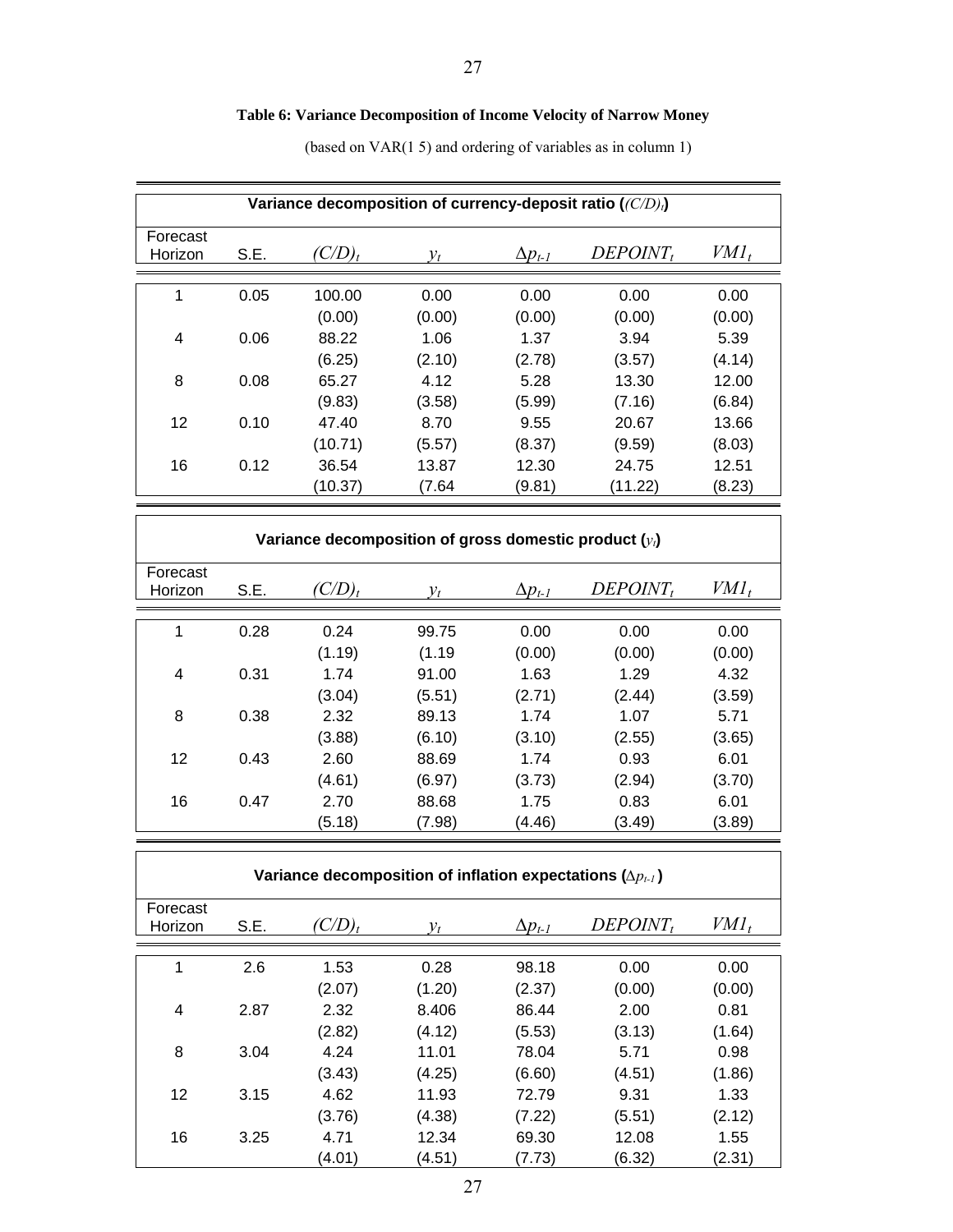**Table 6: Variance Decomposition of Income Velocity of Narrow Money**

(based on VAR(1 5) and ordering of variables as in column 1)

**Variance decomposition of currency-deposit ratio ($(C/D)_t$)**

| Forecast Horizon | S.E. | $(C/D)_t$ | $y_t$ | $\Delta p_{t-1}$ | $DEPOINT_t$ | $VM1_t$ |
|---|---|---|---|---|---|---|
| 1 | 0.05 | 100.00 | 0.00 | 0.00 | 0.00 | 0.00 |
| | | (0.00) | (0.00) | (0.00) | (0.00) | (0.00) |
| 4 | 0.06 | 88.22 | 1.06 | 1.37 | 3.94 | 5.39 |
| | | (6.25) | (2.10) | (2.78) | (3.57) | (4.14) |
| 8 | 0.08 | 65.27 | 4.12 | 5.28 | 13.30 | 12.00 |
| | | (9.83) | (3.58) | (5.99) | (7.16) | (6.84) |
| 12 | 0.10 | 47.40 | 8.70 | 9.55 | 20.67 | 13.66 |
| | | (10.71) | (5.57) | (8.37) | (9.59) | (8.03) |
| 16 | 0.12 | 36.54 | 13.87 | 12.30 | 24.75 | 12.51 |
| | | (10.37) | (7.64 | (9.81) | (11.22) | (8.23) |

**Variance decomposition of gross domestic product ($y_t$)**

| Forecast Horizon | S.E. | $(C/D)_t$ | $y_t$ | $\Delta p_{t-1}$ | $DEPOINT_t$ | $VM1_t$ |
|---|---|---|---|---|---|---|
| 1 | 0.28 | 0.24 | 99.75 | 0.00 | 0.00 | 0.00 |
| | | (1.19) | (1.19 | (0.00) | (0.00) | (0.00) |
| 4 | 0.31 | 1.74 | 91.00 | 1.63 | 1.29 | 4.32 |
| | | (3.04) | (5.51) | (2.71) | (2.44) | (3.59) |
| 8 | 0.38 | 2.32 | 89.13 | 1.74 | 1.07 | 5.71 |
| | | (3.88) | (6.10) | (3.10) | (2.55) | (3.65) |
| 12 | 0.43 | 2.60 | 88.69 | 1.74 | 0.93 | 6.01 |
| | | (4.61) | (6.97) | (3.73) | (2.94) | (3.70) |
| 16 | 0.47 | 2.70 | 88.68 | 1.75 | 0.83 | 6.01 |
| | | (5.18) | (7.98) | (4.46) | (3.49) | (3.89) |

**Variance decomposition of inflation expectations ($\Delta p_{t-1}$)**

| Forecast Horizon | S.E. | $(C/D)_t$ | $y_t$ | $\Delta p_{t-1}$ | $DEPOINT_t$ | $VM1_t$ |
|---|---|---|---|---|---|---|
| 1 | 2.6 | 1.53 | 0.28 | 98.18 | 0.00 | 0.00 |
| | | (2.07) | (1.20) | (2.37) | (0.00) | (0.00) |
| 4 | 2.87 | 2.32 | 8.406 | 86.44 | 2.00 | 0.81 |
| | | (2.82) | (4.12) | (5.53) | (3.13) | (1.64) |
| 8 | 3.04 | 4.24 | 11.01 | 78.04 | 5.71 | 0.98 |
| | | (3.43) | (4.25) | (6.60) | (4.51) | (1.86) |
| 12 | 3.15 | 4.62 | 11.93 | 72.79 | 9.31 | 1.33 |
| | | (3.76) | (4.38) | (7.22) | (5.51) | (2.12) |
| 16 | 3.25 | 4.71 | 12.34 | 69.30 | 12.08 | 1.55 |
| | | (4.01) | (4.51) | (7.73) | (6.32) | (2.31) |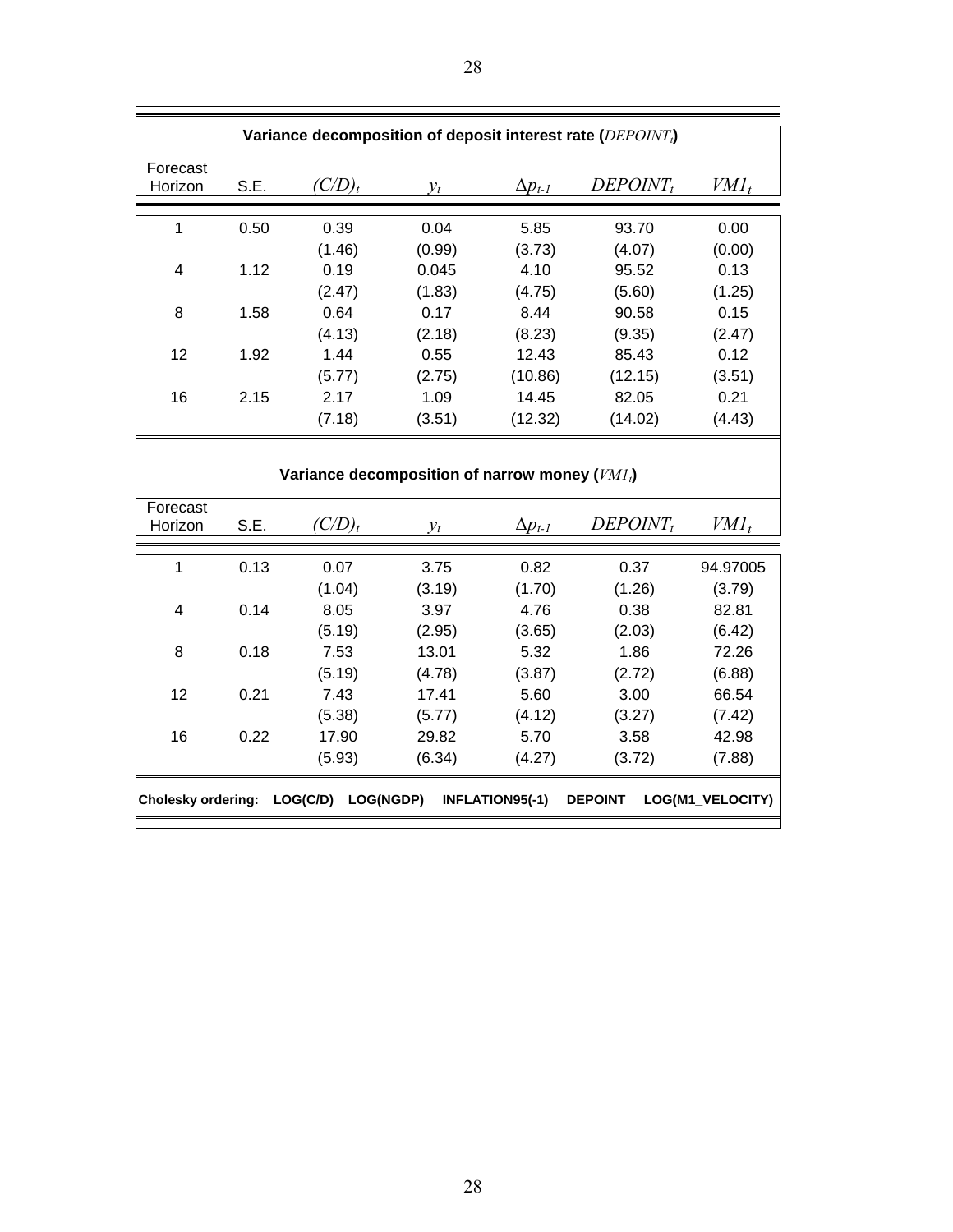**Variance decomposition of deposit interest rate ($DEPOINT_t$)**

| Forecast Horizon | S.E. | $(C/D)_t$ | $y_t$ | $\Delta p_{t-1}$ | $DEPOINT_t$ | $VM1_t$ |
|---|---|---|---|---|---|---|
| 1 | 0.50 | 0.39 | 0.04 | 5.85 | 93.70 | 0.00 |
| | | (1.46) | (0.99) | (3.73) | (4.07) | (0.00) |
| 4 | 1.12 | 0.19 | 0.045 | 4.10 | 95.52 | 0.13 |
| | | (2.47) | (1.83) | (4.75) | (5.60) | (1.25) |
| 8 | 1.58 | 0.64 | 0.17 | 8.44 | 90.58 | 0.15 |
| | | (4.13) | (2.18) | (8.23) | (9.35) | (2.47) |
| 12 | 1.92 | 1.44 | 0.55 | 12.43 | 85.43 | 0.12 |
| | | (5.77) | (2.75) | (10.86) | (12.15) | (3.51) |
| 16 | 2.15 | 2.17 | 1.09 | 14.45 | 82.05 | 0.21 |
| | | (7.18) | (3.51) | (12.32) | (14.02) | (4.43) |

**Variance decomposition of narrow money ($VM1_t$)**

| Forecast Horizon | S.E. | $(C/D)_t$ | $y_t$ | $\Delta p_{t-1}$ | $DEPOINT_t$ | $VM1_t$ |
|---|---|---|---|---|---|---|
| 1 | 0.13 | 0.07 | 3.75 | 0.82 | 0.37 | 94.97005 |
| | | (1.04) | (3.19) | (1.70) | (1.26) | (3.79) |
| 4 | 0.14 | 8.05 | 3.97 | 4.76 | 0.38 | 82.81 |
| | | (5.19) | (2.95) | (3.65) | (2.03) | (6.42) |
| 8 | 0.18 | 7.53 | 13.01 | 5.32 | 1.86 | 72.26 |
| | | (5.19) | (4.78) | (3.87) | (2.72) | (6.88) |
| 12 | 0.21 | 7.43 | 17.41 | 5.60 | 3.00 | 66.54 |
| | | (5.38) | (5.77) | (4.12) | (3.27) | (7.42) |
| 16 | 0.22 | 17.90 | 29.82 | 5.70 | 3.58 | 42.98 |
| | | (5.93) | (6.34) | (4.27) | (3.72) | (7.88) |

**Cholesky ordering: LOG(C/D) LOG(NGDP) INFLATION95(-1) DEPOINT LOG(M1_VELOCITY)**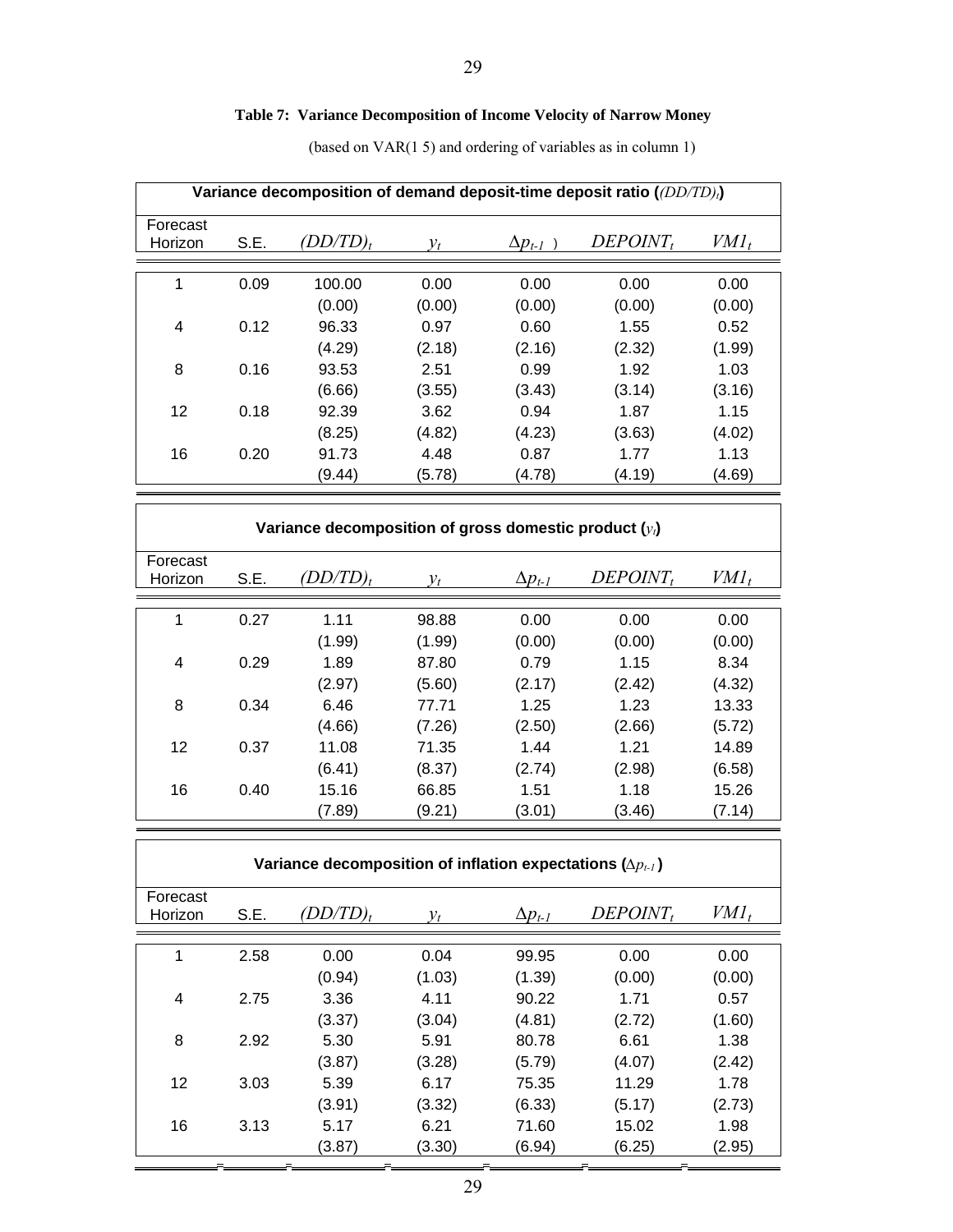**Table 7: Variance Decomposition of Income Velocity of Narrow Money**

(based on VAR(1 5) and ordering of variables as in column 1)

**Variance decomposition of demand deposit-time deposit ratio ($(DD/TD)_t$)**

| Forecast Horizon | S.E. | $(DD/TD)_t$ | $y_t$ | $\Delta p_{t-1}$ | $DEPOINT_t$ | $VM1_t$ |
|---|---|---|---|---|---|---|
| 1 | 0.09 | 100.00 | 0.00 | 0.00 | 0.00 | 0.00 |
| | | (0.00) | (0.00) | (0.00) | (0.00) | (0.00) |
| 4 | 0.12 | 96.33 | 0.97 | 0.60 | 1.55 | 0.52 |
| | | (4.29) | (2.18) | (2.16) | (2.32) | (1.99) |
| 8 | 0.16 | 93.53 | 2.51 | 0.99 | 1.92 | 1.03 |
| | | (6.66) | (3.55) | (3.43) | (3.14) | (3.16) |
| 12 | 0.18 | 92.39 | 3.62 | 0.94 | 1.87 | 1.15 |
| | | (8.25) | (4.82) | (4.23) | (3.63) | (4.02) |
| 16 | 0.20 | 91.73 | 4.48 | 0.87 | 1.77 | 1.13 |
| | | (9.44) | (5.78) | (4.78) | (4.19) | (4.69) |

**Variance decomposition of gross domestic product ($y_t$)**

| Forecast Horizon | S.E. | $(DD/TD)_t$ | $y_t$ | $\Delta p_{t-1}$ | $DEPOINT_t$ | $VM1_t$ |
|---|---|---|---|---|---|---|
| 1 | 0.27 | 1.11 | 98.88 | 0.00 | 0.00 | 0.00 |
| | | (1.99) | (1.99) | (0.00) | (0.00) | (0.00) |
| 4 | 0.29 | 1.89 | 87.80 | 0.79 | 1.15 | 8.34 |
| | | (2.97) | (5.60) | (2.17) | (2.42) | (4.32) |
| 8 | 0.34 | 6.46 | 77.71 | 1.25 | 1.23 | 13.33 |
| | | (4.66) | (7.26) | (2.50) | (2.66) | (5.72) |
| 12 | 0.37 | 11.08 | 71.35 | 1.44 | 1.21 | 14.89 |
| | | (6.41) | (8.37) | (2.74) | (2.98) | (6.58) |
| 16 | 0.40 | 15.16 | 66.85 | 1.51 | 1.18 | 15.26 |
| | | (7.89) | (9.21) | (3.01) | (3.46) | (7.14) |

**Variance decomposition of inflation expectations ($\Delta p_{t-1}$)**

| Forecast Horizon | S.E. | $(DD/TD)_t$ | $y_t$ | $\Delta p_{t-1}$ | $DEPOINT_t$ | $VM1_t$ |
|---|---|---|---|---|---|---|
| 1 | 2.58 | 0.00 | 0.04 | 99.95 | 0.00 | 0.00 |
| | | (0.94) | (1.03) | (1.39) | (0.00) | (0.00) |
| 4 | 2.75 | 3.36 | 4.11 | 90.22 | 1.71 | 0.57 |
| | | (3.37) | (3.04) | (4.81) | (2.72) | (1.60) |
| 8 | 2.92 | 5.30 | 5.91 | 80.78 | 6.61 | 1.38 |
| | | (3.87) | (3.28) | (5.79) | (4.07) | (2.42) |
| 12 | 3.03 | 5.39 | 6.17 | 75.35 | 11.29 | 1.78 |
| | | (3.91) | (3.32) | (6.33) | (5.17) | (2.73) |
| 16 | 3.13 | 5.17 | 6.21 | 71.60 | 15.02 | 1.98 |
| | | (3.87) | (3.30) | (6.94) | (6.25) | (2.95) |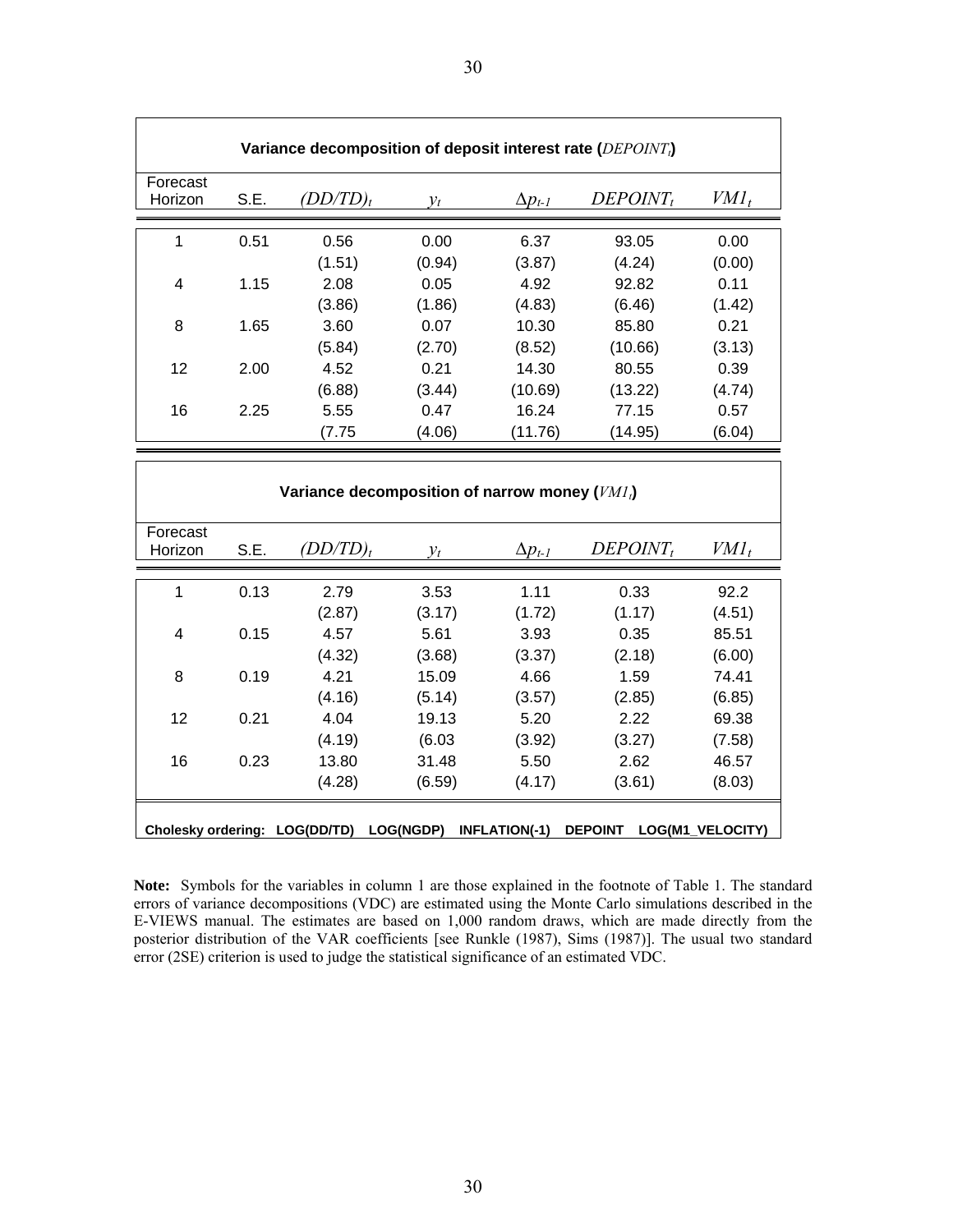| Variance decomposition of deposit interest rate ($DEPOINT_t$) | | | | | | |
|---|---|---|---|---|---|---|
| Forecast Horizon | S.E. | $(DD/TD)_t$ | $y_t$ | $\Delta p_{t-1}$ | $DEPOINT_t$ | $VM1_t$ |
| 1 | 0.51 | 0.56 | 0.00 | 6.37 | 93.05 | 0.00 |
| | | (1.51) | (0.94) | (3.87) | (4.24) | (0.00) |
| 4 | 1.15 | 2.08 | 0.05 | 4.92 | 92.82 | 0.11 |
| | | (3.86) | (1.86) | (4.83) | (6.46) | (1.42) |
| 8 | 1.65 | 3.60 | 0.07 | 10.30 | 85.80 | 0.21 |
| | | (5.84) | (2.70) | (8.52) | (10.66) | (3.13) |
| 12 | 2.00 | 4.52 | 0.21 | 14.30 | 80.55 | 0.39 |
| | | (6.88) | (3.44) | (10.69) | (13.22) | (4.74) |
| 16 | 2.25 | 5.55 | 0.47 | 16.24 | 77.15 | 0.57 |
| | | (7.75 | (4.06) | (11.76) | (14.95) | (6.04) |

| Variance decomposition of narrow money ($VM1_t$) | | | | | | |
|---|---|---|---|---|---|---|
| Forecast Horizon | S.E. | $(DD/TD)_t$ | $y_t$ | $\Delta p_{t-1}$ | $DEPOINT_t$ | $VM1_t$ |
| 1 | 0.13 | 2.79 | 3.53 | 1.11 | 0.33 | 92.2 |
| | | (2.87) | (3.17) | (1.72) | (1.17) | (4.51) |
| 4 | 0.15 | 4.57 | 5.61 | 3.93 | 0.35 | 85.51 |
| | | (4.32) | (3.68) | (3.37) | (2.18) | (6.00) |
| 8 | 0.19 | 4.21 | 15.09 | 4.66 | 1.59 | 74.41 |
| | | (4.16) | (5.14) | (3.57) | (2.85) | (6.85) |
| 12 | 0.21 | 4.04 | 19.13 | 5.20 | 2.22 | 69.38 |
| | | (4.19) | (6.03 | (3.92) | (3.27) | (7.58) |
| 16 | 0.23 | 13.80 | 31.48 | 5.50 | 2.62 | 46.57 |
| | | (4.28) | (6.59) | (4.17) | (3.61) | (8.03) |

**Cholesky ordering: LOG(DD/TD) LOG(NGDP) INFLATION(-1) DEPOINT LOG(M1_VELOCITY)**

**Note:** Symbols for the variables in column 1 are those explained in the footnote of Table 1. The standard errors of variance decompositions (VDC) are estimated using the Monte Carlo simulations described in the E-VIEWS manual. The estimates are based on 1,000 random draws, which are made directly from the posterior distribution of the VAR coefficients [see Runkle (1987), Sims (1987)]. The usual two standard error (2SE) criterion is used to judge the statistical significance of an estimated VDC.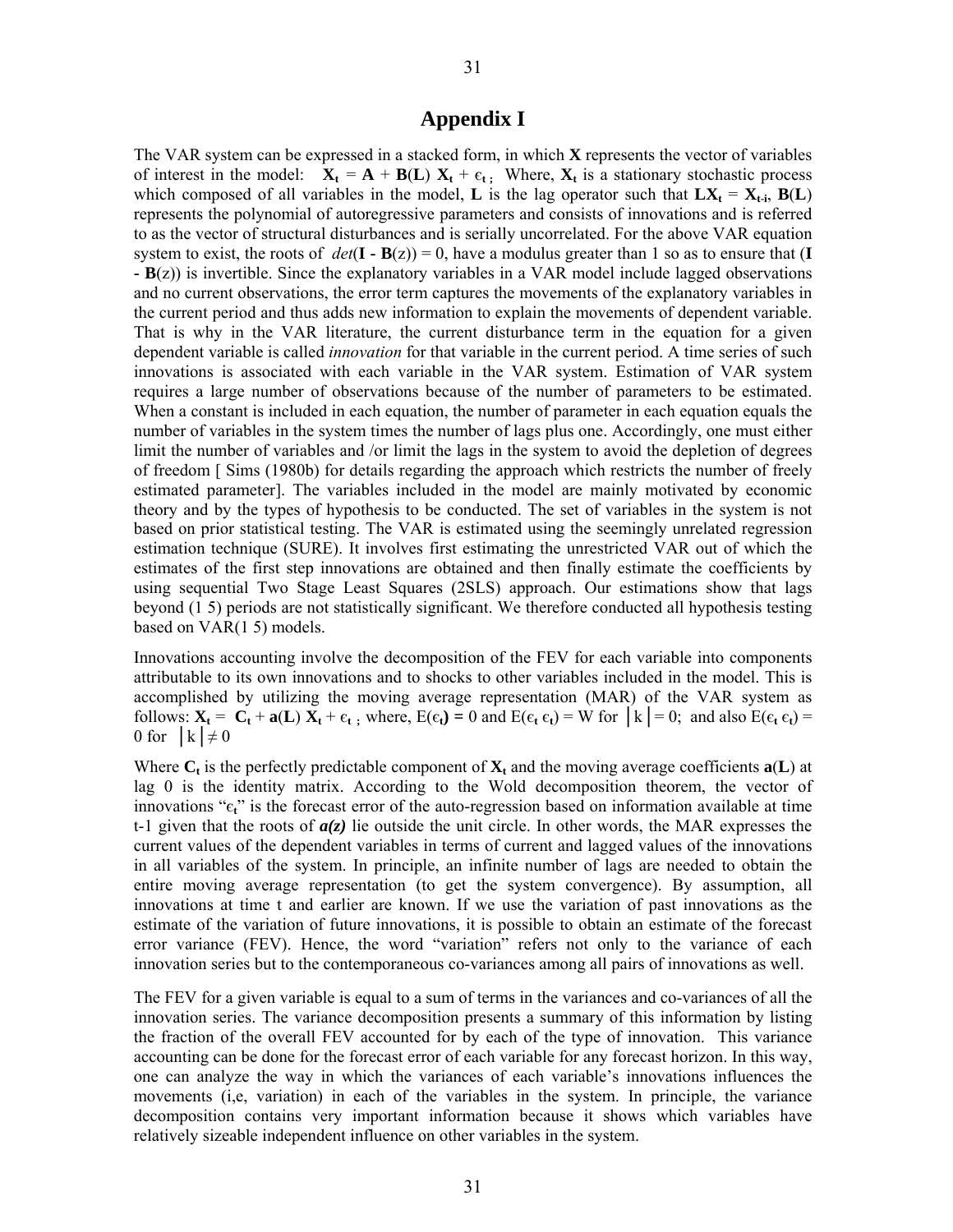# Appendix I

The VAR system can be expressed in a stacked form, in which **X** represents the vector of variables of interest in the model: $\mathbf{X_t} = \mathbf{A} + \mathbf{B}(\mathbf{L})\, \mathbf{X_t} + \epsilon_t$ ; Where, $\mathbf{X_t}$ is a stationary stochastic process which composed of all variables in the model, **L** is the lag operator such that $\mathbf{LX_t} = \mathbf{X_{t-i}}$, **B**(**L**) represents the polynomial of autoregressive parameters and consists of innovations and is referred to as the vector of structural disturbances and is serially uncorrelated. For the above VAR equation system to exist, the roots of *det*(**I** - **B**(z)) = 0, have a modulus greater than 1 so as to ensure that (**I** - **B**(z)) is invertible. Since the explanatory variables in a VAR model include lagged observations and no current observations, the error term captures the movements of the explanatory variables in the current period and thus adds new information to explain the movements of dependent variable. That is why in the VAR literature, the current disturbance term in the equation for a given dependent variable is called *innovation* for that variable in the current period. A time series of such innovations is associated with each variable in the VAR system. Estimation of VAR system requires a large number of observations because of the number of parameters to be estimated. When a constant is included in each equation, the number of parameter in each equation equals the number of variables in the system times the number of lags plus one. Accordingly, one must either limit the number of variables and /or limit the lags in the system to avoid the depletion of degrees of freedom [ Sims (1980b) for details regarding the approach which restricts the number of freely estimated parameter]. The variables included in the model are mainly motivated by economic theory and by the types of hypothesis to be conducted. The set of variables in the system is not based on prior statistical testing. The VAR is estimated using the seemingly unrelated regression estimation technique (SURE). It involves first estimating the unrestricted VAR out of which the estimates of the first step innovations are obtained and then finally estimate the coefficients by using sequential Two Stage Least Squares (2SLS) approach. Our estimations show that lags beyond (1 5) periods are not statistically significant. We therefore conducted all hypothesis testing based on VAR(1 5) models.

Innovations accounting involve the decomposition of the FEV for each variable into components attributable to its own innovations and to shocks to other variables included in the model. This is accomplished by utilizing the moving average representation (MAR) of the VAR system as follows: $\mathbf{X_t} = \mathbf{C_t} + \mathbf{a}(\mathbf{L})\, \mathbf{X_t} + \epsilon_t$ ; where, $E(\epsilon_t) = 0$ and $E(\epsilon_t\, \epsilon_t) = W$ for $|k| = 0$; and also $E(\epsilon_t\, \epsilon_t) = 0$ for $|k| \neq 0$

Where $\mathbf{C_t}$ is the perfectly predictable component of $\mathbf{X_t}$ and the moving average coefficients **a**(**L**) at lag 0 is the identity matrix. According to the Wold decomposition theorem, the vector of innovations "$\epsilon_t$" is the forecast error of the auto-regression based on information available at time t-1 given that the roots of ***a(z)*** lie outside the unit circle. In other words, the MAR expresses the current values of the dependent variables in terms of current and lagged values of the innovations in all variables of the system. In principle, an infinite number of lags are needed to obtain the entire moving average representation (to get the system convergence). By assumption, all innovations at time t and earlier are known. If we use the variation of past innovations as the estimate of the variation of future innovations, it is possible to obtain an estimate of the forecast error variance (FEV). Hence, the word "variation" refers not only to the variance of each innovation series but to the contemporaneous co-variances among all pairs of innovations as well.

The FEV for a given variable is equal to a sum of terms in the variances and co-variances of all the innovation series. The variance decomposition presents a summary of this information by listing the fraction of the overall FEV accounted for by each of the type of innovation. This variance accounting can be done for the forecast error of each variable for any forecast horizon. In this way, one can analyze the way in which the variances of each variable's innovations influences the movements (i,e, variation) in each of the variables in the system. In principle, the variance decomposition contains very important information because it shows which variables have relatively sizeable independent influence on other variables in the system.